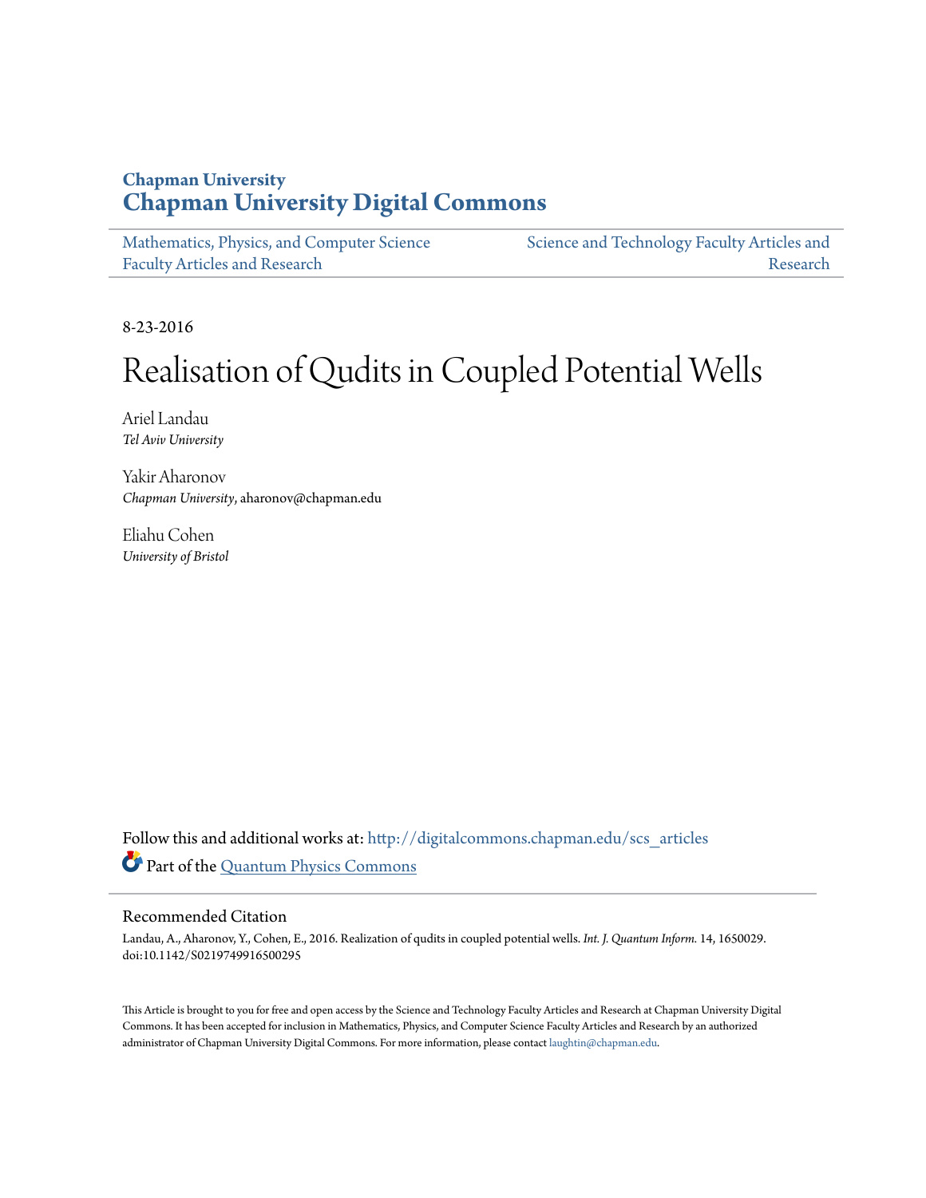Chapman University

# Chapman University Digital Commons

Mathematics, Physics, and Computer Science Faculty Articles and Research

Science and Technology Faculty Articles and Research

8-23-2016

# Realisation of Qudits in Coupled Potential Wells

Ariel Landau
*Tel Aviv University*

Yakir Aharonov
*Chapman University*, aharonov@chapman.edu

Eliahu Cohen
*University of Bristol*

Follow this and additional works at: http://digitalcommons.chapman.edu/scs_articles

Part of the Quantum Physics Commons

## Recommended Citation

Landau, A., Aharonov, Y., Cohen, E., 2016. Realization of qudits in coupled potential wells. *Int. J. Quantum Inform.* 14, 1650029. doi:10.1142/S0219749916500295

This Article is brought to you for free and open access by the Science and Technology Faculty Articles and Research at Chapman University Digital Commons. It has been accepted for inclusion in Mathematics, Physics, and Computer Science Faculty Articles and Research by an authorized administrator of Chapman University Digital Commons. For more information, please contact laughtin@chapman.edu.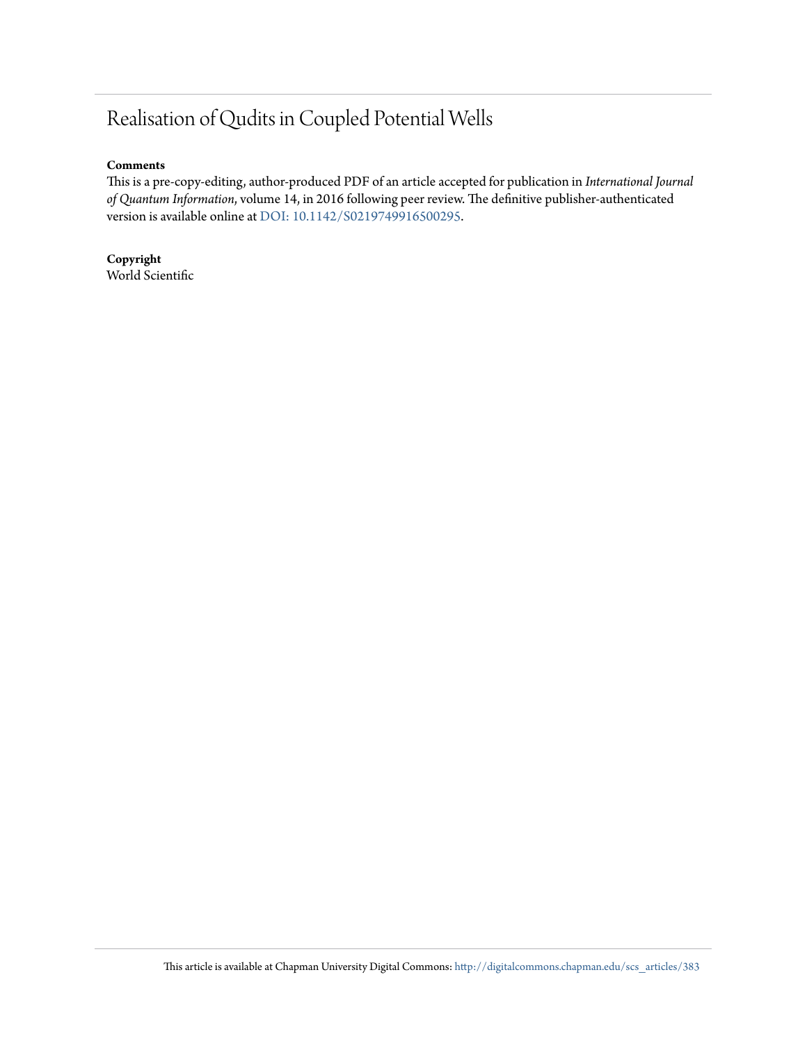# Realisation of Qudits in Coupled Potential Wells

**Comments**

This is a pre-copy-editing, author-produced PDF of an article accepted for publication in *International Journal of Quantum Information*, volume 14, in 2016 following peer review. The definitive publisher-authenticated version is available online at DOI: 10.1142/S0219749916500295.

**Copyright**

World Scientific

This article is available at Chapman University Digital Commons: http://digitalcommons.chapman.edu/scs_articles/383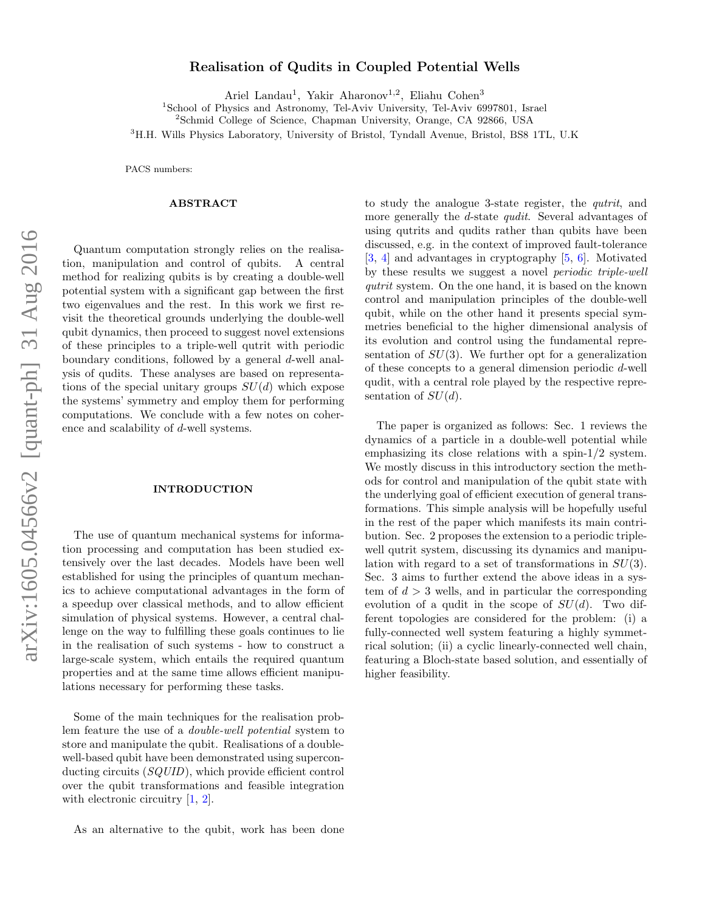# Realisation of Qudits in Coupled Potential Wells

Ariel Landau[1], Yakir Aharonov[1,2], Eliahu Cohen[3]

[1]School of Physics and Astronomy, Tel-Aviv University, Tel-Aviv 6997801, Israel
[2]Schmid College of Science, Chapman University, Orange, CA 92866, USA
[3]H.H. Wills Physics Laboratory, University of Bristol, Tyndall Avenue, Bristol, BS8 1TL, U.K

PACS numbers:

## ABSTRACT

Quantum computation strongly relies on the realisation, manipulation and control of qubits. A central method for realizing qubits is by creating a double-well potential system with a significant gap between the first two eigenvalues and the rest. In this work we first revisit the theoretical grounds underlying the double-well qubit dynamics, then proceed to suggest novel extensions of these principles to a triple-well qutrit with periodic boundary conditions, followed by a general $d$-well analysis of qudits. These analyses are based on representations of the special unitary groups $SU(d)$ which expose the systems' symmetry and employ them for performing computations. We conclude with a few notes on coherence and scalability of $d$-well systems.

## INTRODUCTION

The use of quantum mechanical systems for information processing and computation has been studied extensively over the last decades. Models have been well established for using the principles of quantum mechanics to achieve computational advantages in the form of a speedup over classical methods, and to allow efficient simulation of physical systems. However, a central challenge on the way to fulfilling these goals continues to lie in the realisation of such systems - how to construct a large-scale system, which entails the required quantum properties and at the same time allows efficient manipulations necessary for performing these tasks.

Some of the main techniques for the realisation problem feature the use of a *double-well potential* system to store and manipulate the qubit. Realisations of a double-well-based qubit have been demonstrated using superconducting circuits (*SQUID*), which provide efficient control over the qubit transformations and feasible integration with electronic circuitry [1, 2].

As an alternative to the qubit, work has been done to study the analogue 3-state register, the *qutrit*, and more generally the $d$-state *qudit*. Several advantages of using qutrits and qudits rather than qubits have been discussed, e.g. in the context of improved fault-tolerance [3, 4] and advantages in cryptography [5, 6]. Motivated by these results we suggest a novel *periodic triple-well qutrit* system. On the one hand, it is based on the known control and manipulation principles of the double-well qubit, while on the other hand it presents special symmetries beneficial to the higher dimensional analysis of its evolution and control using the fundamental representation of $SU(3)$. We further opt for a generalization of these concepts to a general dimension periodic $d$-well qudit, with a central role played by the respective representation of $SU(d)$.

The paper is organized as follows: Sec. 1 reviews the dynamics of a particle in a double-well potential while emphasizing its close relations with a spin-1/2 system. We mostly discuss in this introductory section the methods for control and manipulation of the qubit state with the underlying goal of efficient execution of general transformations. This simple analysis will be hopefully useful in the rest of the paper which manifests its main contribution. Sec. 2 proposes the extension to a periodic triple-well qutrit system, discussing its dynamics and manipulation with regard to a set of transformations in $SU(3)$. Sec. 3 aims to further extend the above ideas in a system of $d > 3$ wells, and in particular the corresponding evolution of a qudit in the scope of $SU(d)$. Two different topologies are considered for the problem: (i) a fully-connected well system featuring a highly symmetrical solution; (ii) a cyclic linearly-connected well chain, featuring a Bloch-state based solution, and essentially of higher feasibility.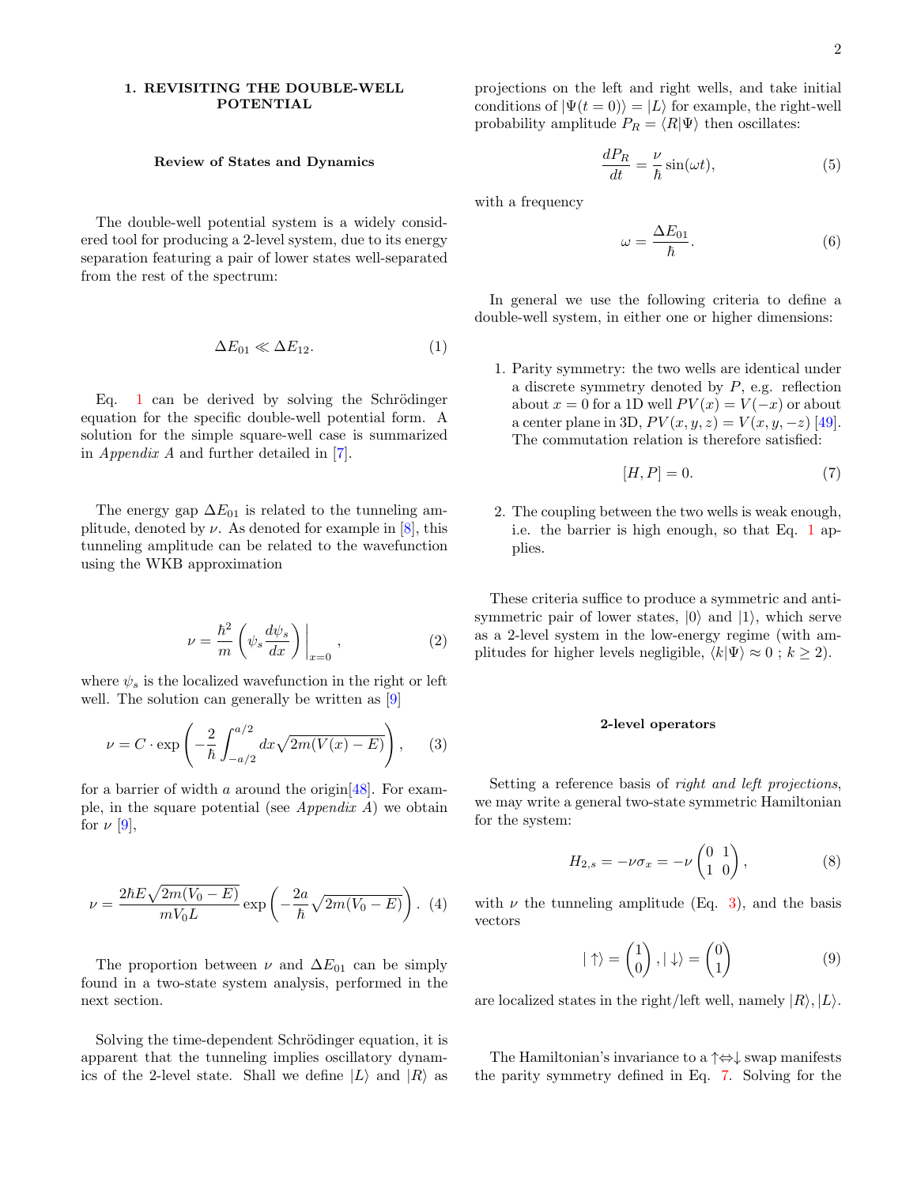## 1. REVISITING THE DOUBLE-WELL POTENTIAL

### Review of States and Dynamics

The double-well potential system is a widely considered tool for producing a 2-level system, due to its energy separation featuring a pair of lower states well-separated from the rest of the spectrum:

$$\Delta E_{01} \ll \Delta E_{12}. \tag{1}$$

Eq. 1 can be derived by solving the Schrödinger equation for the specific double-well potential form. A solution for the simple square-well case is summarized in *Appendix A* and further detailed in [7].

The energy gap $\Delta E_{01}$ is related to the tunneling amplitude, denoted by $\nu$. As denoted for example in [8], this tunneling amplitude can be related to the wavefunction using the WKB approximation

$$\nu = \frac{\hbar^2}{m}\left(\psi_s \frac{d\psi_s}{dx}\right)\bigg|_{x=0}, \tag{2}$$

where $\psi_s$ is the localized wavefunction in the right or left well. The solution can generally be written as [9]

$$\nu = C \cdot \exp\left(-\frac{2}{\hbar}\int_{-a/2}^{a/2} dx\sqrt{2m(V(x)-E)}\right), \tag{3}$$

for a barrier of width $a$ around the origin[48]. For example, in the square potential (see *Appendix A*) we obtain for $\nu$ [9],

$$\nu = \frac{2\hbar E\sqrt{2m(V_0-E)}}{mV_0 L}\exp\left(-\frac{2a}{\hbar}\sqrt{2m(V_0-E)}\right). \tag{4}$$

The proportion between $\nu$ and $\Delta E_{01}$ can be simply found in a two-state system analysis, performed in the next section.

Solving the time-dependent Schrödinger equation, it is apparent that the tunneling implies oscillatory dynamics of the 2-level state. Shall we define $|L\rangle$ and $|R\rangle$ as projections on the left and right wells, and take initial conditions of $|\Psi(t=0)\rangle = |L\rangle$ for example, the right-well probability amplitude $P_R = \langle R|\Psi\rangle$ then oscillates:

$$\frac{dP_R}{dt} = \frac{\nu}{\hbar}\sin(\omega t), \tag{5}$$

with a frequency

$$\omega = \frac{\Delta E_{01}}{\hbar}. \tag{6}$$

In general we use the following criteria to define a double-well system, in either one or higher dimensions:

1. Parity symmetry: the two wells are identical under a discrete symmetry denoted by $P$, e.g. reflection about $x=0$ for a 1D well $PV(x) = V(-x)$ or about a center plane in 3D, $PV(x,y,z) = V(x,y,-z)$ [49]. The commutation relation is therefore satisfied:

$$[H, P] = 0. \tag{7}$$

2. The coupling between the two wells is weak enough, i.e. the barrier is high enough, so that Eq. 1 applies.

These criteria suffice to produce a symmetric and anti-symmetric pair of lower states, $|0\rangle$ and $|1\rangle$, which serve as a 2-level system in the low-energy regime (with amplitudes for higher levels negligible, $\langle k|\Psi\rangle \approx 0$ ; $k \geq 2$).

### 2-level operators

Setting a reference basis of *right and left projections*, we may write a general two-state symmetric Hamiltonian for the system:

$$H_{2,s} = -\nu\sigma_x = -\nu\begin{pmatrix}0 & 1\\ 1 & 0\end{pmatrix}, \tag{8}$$

with $\nu$ the tunneling amplitude (Eq. 3), and the basis vectors

$$|\uparrow\rangle = \begin{pmatrix}1\\0\end{pmatrix}, |\downarrow\rangle = \begin{pmatrix}0\\1\end{pmatrix} \tag{9}$$

are localized states in the right/left well, namely $|R\rangle, |L\rangle$.

The Hamiltonian's invariance to a $\uparrow\Leftrightarrow\downarrow$ swap manifests the parity symmetry defined in Eq. 7. Solving for the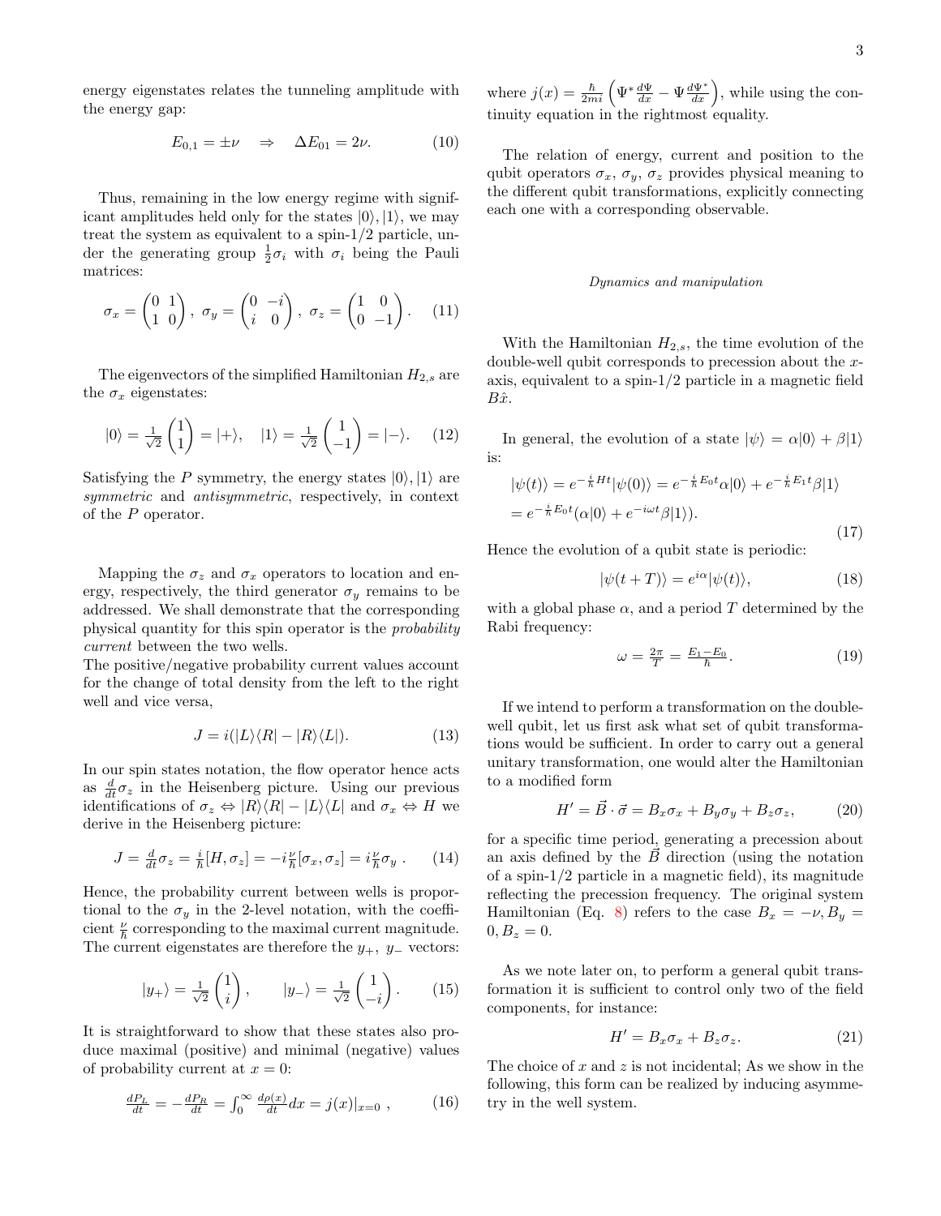energy eigenstates relates the tunneling amplitude with the energy gap:

$$E_{0,1} = \pm\nu \quad \Rightarrow \quad \Delta E_{01} = 2\nu. \tag{10}$$

Thus, remaining in the low energy regime with significant amplitudes held only for the states $|0\rangle, |1\rangle$, we may treat the system as equivalent to a spin-1/2 particle, under the generating group $\frac{1}{2}\sigma_i$ with $\sigma_i$ being the Pauli matrices:

$$\sigma_x = \begin{pmatrix} 0 & 1 \\ 1 & 0 \end{pmatrix}, \; \sigma_y = \begin{pmatrix} 0 & -i \\ i & 0 \end{pmatrix}, \; \sigma_z = \begin{pmatrix} 1 & 0 \\ 0 & -1 \end{pmatrix}. \tag{11}$$

The eigenvectors of the simplified Hamiltonian $H_{2,s}$ are the $\sigma_x$ eigenstates:

$$|0\rangle = \tfrac{1}{\sqrt{2}} \begin{pmatrix} 1 \\ 1 \end{pmatrix} = |+\rangle, \quad |1\rangle = \tfrac{1}{\sqrt{2}} \begin{pmatrix} 1 \\ -1 \end{pmatrix} = |-\rangle. \tag{12}$$

Satisfying the $P$ symmetry, the energy states $|0\rangle, |1\rangle$ are *symmetric* and *antisymmetric*, respectively, in context of the $P$ operator.

Mapping the $\sigma_z$ and $\sigma_x$ operators to location and energy, respectively, the third generator $\sigma_y$ remains to be addressed. We shall demonstrate that the corresponding physical quantity for this spin operator is the *probability current* between the two wells.
The positive/negative probability current values account for the change of total density from the left to the right well and vice versa,

$$J = i(|L\rangle\langle R| - |R\rangle\langle L|). \tag{13}$$

In our spin states notation, the flow operator hence acts as $\frac{d}{dt}\sigma_z$ in the Heisenberg picture. Using our previous identifications of $\sigma_z \Leftrightarrow |R\rangle\langle R| - |L\rangle\langle L|$ and $\sigma_x \Leftrightarrow H$ we derive in the Heisenberg picture:

$$J = \tfrac{d}{dt}\sigma_z = \tfrac{i}{\hbar}[H, \sigma_z] = -i\tfrac{\nu}{\hbar}[\sigma_x, \sigma_z] = i\tfrac{\nu}{\hbar}\sigma_y \, . \tag{14}$$

Hence, the probability current between wells is proportional to the $\sigma_y$ in the 2-level notation, with the coefficient $\frac{\nu}{\hbar}$ corresponding to the maximal current magnitude. The current eigenstates are therefore the $y_+$, $y_-$ vectors:

$$|y_+\rangle = \tfrac{1}{\sqrt{2}} \begin{pmatrix} 1 \\ i \end{pmatrix}, \qquad |y_-\rangle = \tfrac{1}{\sqrt{2}} \begin{pmatrix} 1 \\ -i \end{pmatrix}. \tag{15}$$

It is straightforward to show that these states also produce maximal (positive) and minimal (negative) values of probability current at $x = 0$:

$$\tfrac{dP_L}{dt} = -\tfrac{dP_R}{dt} = \int_0^\infty \tfrac{d\rho(x)}{dt} dx = j(x)|_{x=0} \, , \tag{16}$$

where $j(x) = \frac{\hbar}{2mi}\left(\Psi^* \frac{d\Psi}{dx} - \Psi \frac{d\Psi^*}{dx}\right)$, while using the continuity equation in the rightmost equality.

The relation of energy, current and position to the qubit operators $\sigma_x$, $\sigma_y$, $\sigma_z$ provides physical meaning to the different qubit transformations, explicitly connecting each one with a corresponding observable.

### *Dynamics and manipulation*

With the Hamiltonian $H_{2,s}$, the time evolution of the double-well qubit corresponds to precession about the $x$-axis, equivalent to a spin-1/2 particle in a magnetic field $B\hat{x}$.

In general, the evolution of a state $|\psi\rangle = \alpha|0\rangle + \beta|1\rangle$ is:

$$\begin{aligned} |\psi(t)\rangle &= e^{-\frac{i}{\hbar}Ht}|\psi(0)\rangle = e^{-\frac{i}{\hbar}E_0 t}\alpha|0\rangle + e^{-\frac{i}{\hbar}E_1 t}\beta|1\rangle \\ &= e^{-\frac{i}{\hbar}E_0 t}(\alpha|0\rangle + e^{-i\omega t}\beta|1\rangle). \end{aligned} \tag{17}$$

Hence the evolution of a qubit state is periodic:

$$|\psi(t+T)\rangle = e^{i\alpha}|\psi(t)\rangle, \tag{18}$$

with a global phase $\alpha$, and a period $T$ determined by the Rabi frequency:

$$\omega = \tfrac{2\pi}{T} = \tfrac{E_1 - E_0}{\hbar}. \tag{19}$$

If we intend to perform a transformation on the double-well qubit, let us first ask what set of qubit transformations would be sufficient. In order to carry out a general unitary transformation, one would alter the Hamiltonian to a modified form

$$H' = \vec{B} \cdot \vec{\sigma} = B_x\sigma_x + B_y\sigma_y + B_z\sigma_z, \tag{20}$$

for a specific time period, generating a precession about an axis defined by the $\vec{B}$ direction (using the notation of a spin-1/2 particle in a magnetic field), its magnitude reflecting the precession frequency. The original system Hamiltonian (Eq. 8) refers to the case $B_x = -\nu, B_y = 0, B_z = 0$.

As we note later on, to perform a general qubit transformation it is sufficient to control only two of the field components, for instance:

$$H' = B_x\sigma_x + B_z\sigma_z. \tag{21}$$

The choice of $x$ and $z$ is not incidental; As we show in the following, this form can be realized by inducing asymmetry in the well system.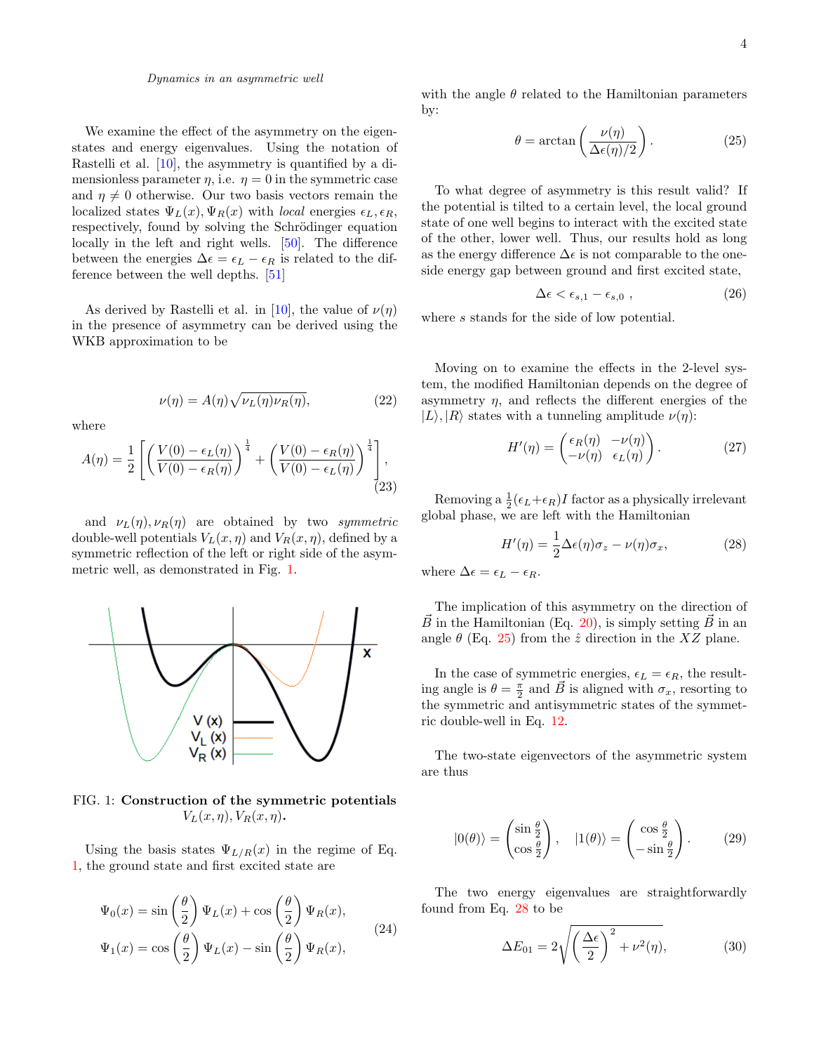*Dynamics in an asymmetric well*

We examine the effect of the asymmetry on the eigenstates and energy eigenvalues. Using the notation of Rastelli et al. [10], the asymmetry is quantified by a dimensionless parameter $\eta$, i.e. $\eta = 0$ in the symmetric case and $\eta \neq 0$ otherwise. Our two basis vectors remain the localized states $\Psi_L(x), \Psi_R(x)$ with *local* energies $\epsilon_L, \epsilon_R$, respectively, found by solving the Schrödinger equation locally in the left and right wells. [50]. The difference between the energies $\Delta\epsilon = \epsilon_L - \epsilon_R$ is related to the difference between the well depths. [51]

As derived by Rastelli et al. in [10], the value of $\nu(\eta)$ in the presence of asymmetry can be derived using the WKB approximation to be

$$\nu(\eta) = A(\eta)\sqrt{\nu_L(\eta)\nu_R(\eta)}, \tag{22}$$

where

$$A(\eta) = \frac{1}{2}\left[\left(\frac{V(0)-\epsilon_L(\eta)}{V(0)-\epsilon_R(\eta)}\right)^{\frac{1}{4}} + \left(\frac{V(0)-\epsilon_R(\eta)}{V(0)-\epsilon_L(\eta)}\right)^{\frac{1}{4}}\right], \tag{23}$$

and $\nu_L(\eta), \nu_R(\eta)$ are obtained by two *symmetric* double-well potentials $V_L(x, \eta)$ and $V_R(x, \eta)$, defined by a symmetric reflection of the left or right side of the asymmetric well, as demonstrated in Fig. 1.

FIG. 1: **Construction of the symmetric potentials $V_L(x, \eta), V_R(x, \eta)$.**

Using the basis states $\Psi_{L/R}(x)$ in the regime of Eq. 1, the ground state and first excited state are

$$\begin{aligned}\Psi_0(x) &= \sin\left(\frac{\theta}{2}\right)\Psi_L(x) + \cos\left(\frac{\theta}{2}\right)\Psi_R(x),\\ \Psi_1(x) &= \cos\left(\frac{\theta}{2}\right)\Psi_L(x) - \sin\left(\frac{\theta}{2}\right)\Psi_R(x),\end{aligned} \tag{24}$$

with the angle $\theta$ related to the Hamiltonian parameters by:

$$\theta = \arctan\left(\frac{\nu(\eta)}{\Delta\epsilon(\eta)/2}\right). \tag{25}$$

To what degree of asymmetry is this result valid? If the potential is tilted to a certain level, the local ground state of one well begins to interact with the excited state of the other, lower well. Thus, our results hold as long as the energy difference $\Delta\epsilon$ is not comparable to the one-side energy gap between ground and first excited state,

$$\Delta\epsilon < \epsilon_{s,1} - \epsilon_{s,0}\ , \tag{26}$$

where $s$ stands for the side of low potential.

Moving on to examine the effects in the 2-level system, the modified Hamiltonian depends on the degree of asymmetry $\eta$, and reflects the different energies of the $|L\rangle, |R\rangle$ states with a tunneling amplitude $\nu(\eta)$:

$$H'(\eta) = \begin{pmatrix}\epsilon_R(\eta) & -\nu(\eta)\\ -\nu(\eta) & \epsilon_L(\eta)\end{pmatrix}. \tag{27}$$

Removing a $\frac{1}{2}(\epsilon_L+\epsilon_R)I$ factor as a physically irrelevant global phase, we are left with the Hamiltonian

$$H'(\eta) = \frac{1}{2}\Delta\epsilon(\eta)\sigma_z - \nu(\eta)\sigma_x, \tag{28}$$

where $\Delta\epsilon = \epsilon_L - \epsilon_R$.

The implication of this asymmetry on the direction of $\vec{B}$ in the Hamiltonian (Eq. 20), is simply setting $\vec{B}$ in an angle $\theta$ (Eq. 25) from the $\hat{z}$ direction in the $XZ$ plane.

In the case of symmetric energies, $\epsilon_L = \epsilon_R$, the resulting angle is $\theta = \frac{\pi}{2}$ and $\vec{B}$ is aligned with $\sigma_x$, resorting to the symmetric and antisymmetric states of the symmetric double-well in Eq. 12.

The two-state eigenvectors of the asymmetric system are thus

$$|0(\theta)\rangle = \begin{pmatrix}\sin\frac{\theta}{2}\\ \cos\frac{\theta}{2}\end{pmatrix}, \quad |1(\theta)\rangle = \begin{pmatrix}\cos\frac{\theta}{2}\\ -\sin\frac{\theta}{2}\end{pmatrix}. \tag{29}$$

The two energy eigenvalues are straightforwardly found from Eq. 28 to be

$$\Delta E_{01} = 2\sqrt{\left(\frac{\Delta\epsilon}{2}\right)^2 + \nu^2(\eta)}, \tag{30}$$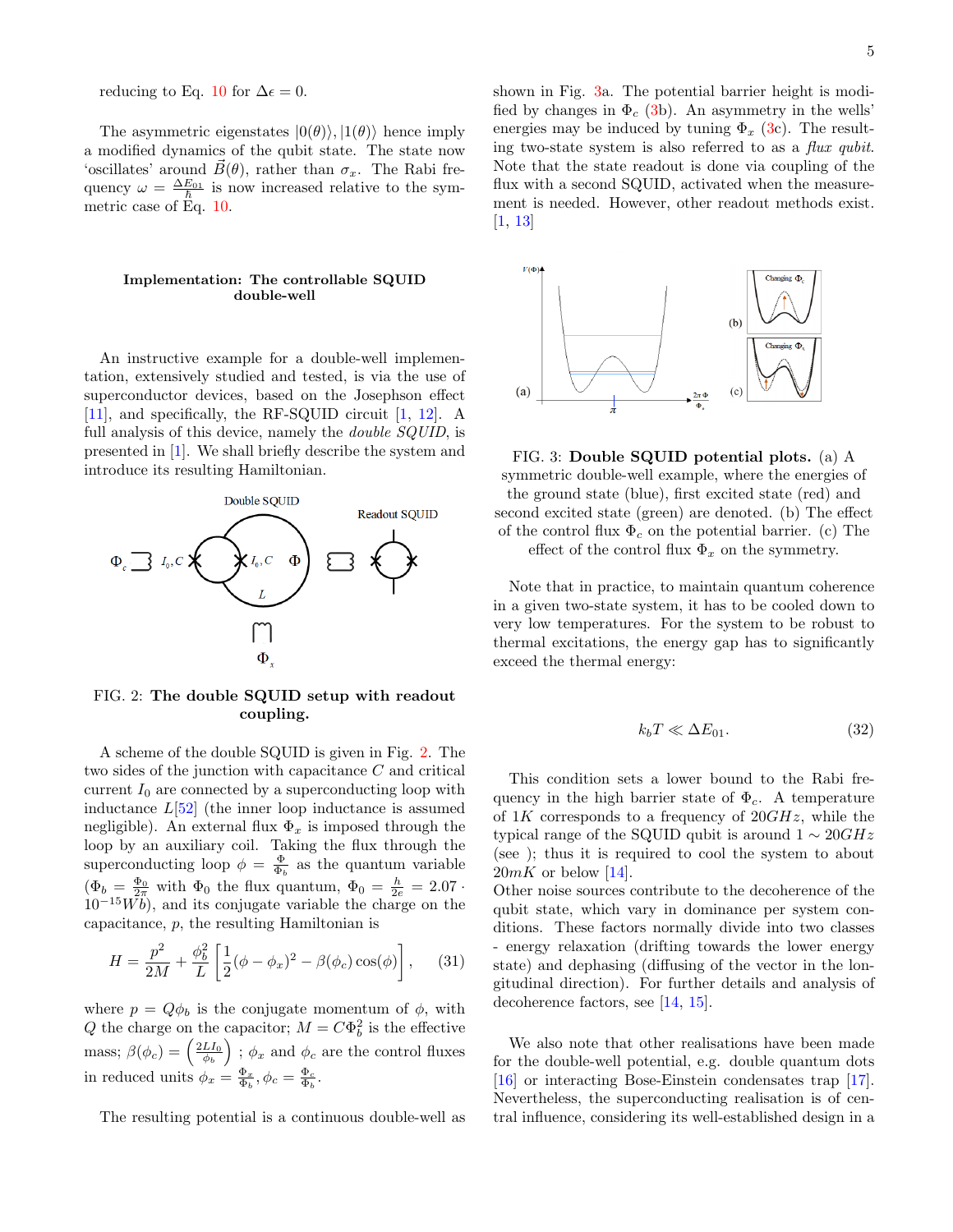reducing to Eq. 10 for $\Delta\epsilon = 0$.

The asymmetric eigenstates $|0(\theta)\rangle, |1(\theta)\rangle$ hence imply a modified dynamics of the qubit state. The state now 'oscillates' around $\vec{B}(\theta)$, rather than $\sigma_x$. The Rabi frequency $\omega = \frac{\Delta E_{01}}{\hbar}$ is now increased relative to the symmetric case of Eq. 10.

### Implementation: The controllable SQUID double-well

An instructive example for a double-well implementation, extensively studied and tested, is via the use of superconductor devices, based on the Josephson effect [11], and specifically, the RF-SQUID circuit [1, 12]. A full analysis of this device, namely the *double SQUID*, is presented in [1]. We shall briefly describe the system and introduce its resulting Hamiltonian.

FIG. 2: **The double SQUID setup with readout coupling.**

A scheme of the double SQUID is given in Fig. 2. The two sides of the junction with capacitance $C$ and critical current $I_0$ are connected by a superconducting loop with inductance $L$[52] (the inner loop inductance is assumed negligible). An external flux $\Phi_x$ is imposed through the loop by an auxiliary coil. Taking the flux through the superconducting loop $\phi = \frac{\Phi}{\Phi_b}$ as the quantum variable ($\Phi_b = \frac{\Phi_0}{2\pi}$ with $\Phi_0$ the flux quantum, $\Phi_0 = \frac{h}{2e} = 2.07 \cdot 10^{-15} Wb$), and its conjugate variable the charge on the capacitance, $p$, the resulting Hamiltonian is

$$H = \frac{p^2}{2M} + \frac{\phi_b^2}{L}\left[\frac{1}{2}(\phi - \phi_x)^2 - \beta(\phi_c)\cos(\phi)\right], \tag{31}$$

where $p = Q\phi_b$ is the conjugate momentum of $\phi$, with $Q$ the charge on the capacitor; $M = C\Phi_b^2$ is the effective mass; $\beta(\phi_c) = \left(\frac{2LI_0}{\phi_b}\right)$ ; $\phi_x$ and $\phi_c$ are the control fluxes in reduced units $\phi_x = \frac{\Phi_x}{\Phi_b}, \phi_c = \frac{\Phi_c}{\Phi_b}$.

The resulting potential is a continuous double-well as shown in Fig. 3a. The potential barrier height is modified by changes in $\Phi_c$ (3b). An asymmetry in the wells' energies may be induced by tuning $\Phi_x$ (3c). The resulting two-state system is also referred to as a *flux qubit*. Note that the state readout is done via coupling of the flux with a second SQUID, activated when the measurement is needed. However, other readout methods exist. [1, 13]

FIG. 3: **Double SQUID potential plots.** (a) A symmetric double-well example, where the energies of the ground state (blue), first excited state (red) and second excited state (green) are denoted. (b) The effect of the control flux $\Phi_c$ on the potential barrier. (c) The effect of the control flux $\Phi_x$ on the symmetry.

Note that in practice, to maintain quantum coherence in a given two-state system, it has to be cooled down to very low temperatures. For the system to be robust to thermal excitations, the energy gap has to significantly exceed the thermal energy:

$$k_b T \ll \Delta E_{01}. \tag{32}$$

This condition sets a lower bound to the Rabi frequency in the high barrier state of $\Phi_c$. A temperature of $1K$ corresponds to a frequency of $20GHz$, while the typical range of the SQUID qubit is around $1 \sim 20GHz$ (see ); thus it is required to cool the system to about $20mK$ or below [14].

Other noise sources contribute to the decoherence of the qubit state, which vary in dominance per system conditions. These factors normally divide into two classes - energy relaxation (drifting towards the lower energy state) and dephasing (diffusing of the vector in the longitudinal direction). For further details and analysis of decoherence factors, see [14, 15].

We also note that other realisations have been made for the double-well potential, e.g. double quantum dots [16] or interacting Bose-Einstein condensates trap [17]. Nevertheless, the superconducting realisation is of central influence, considering its well-established design in a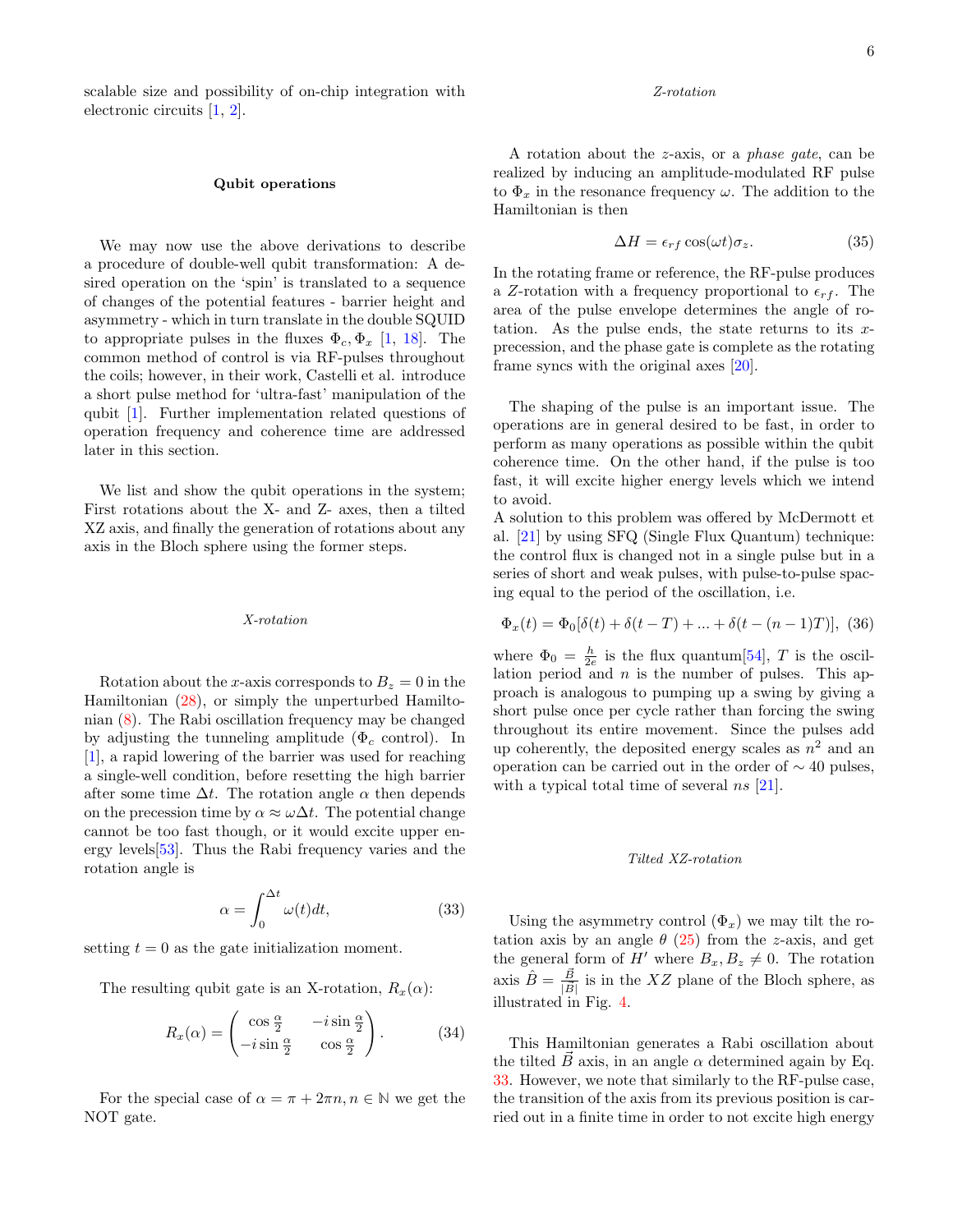scalable size and possibility of on-chip integration with electronic circuits [1, 2].

### Qubit operations

We may now use the above derivations to describe a procedure of double-well qubit transformation: A desired operation on the 'spin' is translated to a sequence of changes of the potential features - barrier height and asymmetry - which in turn translate in the double SQUID to appropriate pulses in the fluxes $\Phi_c, \Phi_x$ [1, 18]. The common method of control is via RF-pulses throughout the coils; however, in their work, Castelli et al. introduce a short pulse method for 'ultra-fast' manipulation of the qubit [1]. Further implementation related questions of operation frequency and coherence time are addressed later in this section.

We list and show the qubit operations in the system; First rotations about the X- and Z- axes, then a tilted XZ axis, and finally the generation of rotations about any axis in the Bloch sphere using the former steps.

#### *X-rotation*

Rotation about the $x$-axis corresponds to $B_z = 0$ in the Hamiltonian (28), or simply the unperturbed Hamiltonian (8). The Rabi oscillation frequency may be changed by adjusting the tunneling amplitude ($\Phi_c$ control). In [1], a rapid lowering of the barrier was used for reaching a single-well condition, before resetting the high barrier after some time $\Delta t$. The rotation angle $\alpha$ then depends on the precession time by $\alpha \approx \omega \Delta t$. The potential change cannot be too fast though, or it would excite upper energy levels[53]. Thus the Rabi frequency varies and the rotation angle is

$$\alpha = \int_0^{\Delta t} \omega(t) dt, \tag{33}$$

setting $t = 0$ as the gate initialization moment.

The resulting qubit gate is an X-rotation, $R_x(\alpha)$:

$$R_x(\alpha) = \begin{pmatrix} \cos\frac{\alpha}{2} & -i\sin\frac{\alpha}{2} \\ -i\sin\frac{\alpha}{2} & \cos\frac{\alpha}{2} \end{pmatrix}. \tag{34}$$

For the special case of $\alpha = \pi + 2\pi n, n \in \mathbb{N}$ we get the NOT gate.

#### *Z-rotation*

A rotation about the $z$-axis, or a *phase gate*, can be realized by inducing an amplitude-modulated RF pulse to $\Phi_x$ in the resonance frequency $\omega$. The addition to the Hamiltonian is then

$$\Delta H = \epsilon_{rf} \cos(\omega t) \sigma_z. \tag{35}$$

In the rotating frame or reference, the RF-pulse produces a $Z$-rotation with a frequency proportional to $\epsilon_{rf}$. The area of the pulse envelope determines the angle of rotation. As the pulse ends, the state returns to its $x$-precession, and the phase gate is complete as the rotating frame syncs with the original axes [20].

The shaping of the pulse is an important issue. The operations are in general desired to be fast, in order to perform as many operations as possible within the qubit coherence time. On the other hand, if the pulse is too fast, it will excite higher energy levels which we intend to avoid.
A solution to this problem was offered by McDermott et al. [21] by using SFQ (Single Flux Quantum) technique: the control flux is changed not in a single pulse but in a series of short and weak pulses, with pulse-to-pulse spacing equal to the period of the oscillation, i.e.

$$\Phi_x(t) = \Phi_0[\delta(t) + \delta(t-T) + ... + \delta(t-(n-1)T)], \tag{36}$$

where $\Phi_0 = \frac{h}{2e}$ is the flux quantum[54], $T$ is the oscillation period and $n$ is the number of pulses. This approach is analogous to pumping up a swing by giving a short pulse once per cycle rather than forcing the swing throughout its entire movement. Since the pulses add up coherently, the deposited energy scales as $n^2$ and an operation can be carried out in the order of $\sim 40$ pulses, with a typical total time of several $ns$ [21].

#### *Tilted XZ-rotation*

Using the asymmetry control ($\Phi_x$) we may tilt the rotation axis by an angle $\theta$ (25) from the $z$-axis, and get the general form of $H'$ where $B_x, B_z \neq 0$. The rotation axis $\hat{B} = \frac{\vec{B}}{|\vec{B}|}$ is in the $XZ$ plane of the Bloch sphere, as illustrated in Fig. 4.

This Hamiltonian generates a Rabi oscillation about the tilted $\vec{B}$ axis, in an angle $\alpha$ determined again by Eq. 33. However, we note that similarly to the RF-pulse case, the transition of the axis from its previous position is carried out in a finite time in order to not excite high energy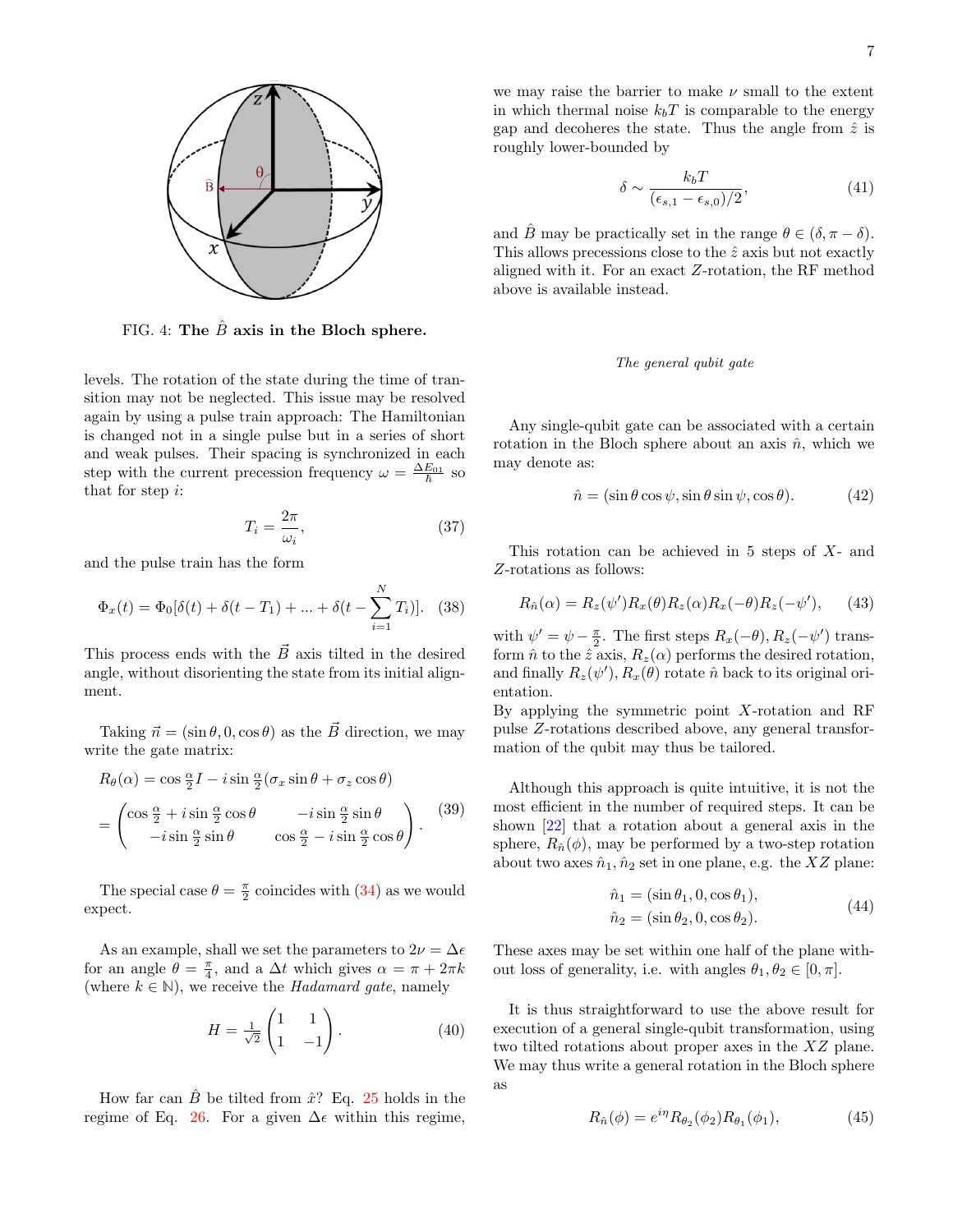FIG. 4: **The $\hat{B}$ axis in the Bloch sphere.**

levels. The rotation of the state during the time of transition may not be neglected. This issue may be resolved again by using a pulse train approach: The Hamiltonian is changed not in a single pulse but in a series of short and weak pulses. Their spacing is synchronized in each step with the current precession frequency $\omega = \frac{\Delta E_{01}}{\hbar}$ so that for step $i$:

$$T_i = \frac{2\pi}{\omega_i}, \tag{37}$$

and the pulse train has the form

$$\Phi_x(t) = \Phi_0[\delta(t) + \delta(t - T_1) + ... + \delta(t - \sum_{i=1}^{N} T_i)]. \tag{38}$$

This process ends with the $\vec{B}$ axis tilted in the desired angle, without disorienting the state from its initial alignment.

Taking $\vec{n} = (\sin\theta, 0, \cos\theta)$ as the $\vec{B}$ direction, we may write the gate matrix:

$$\begin{aligned} R_\theta(\alpha) &= \cos\tfrac{\alpha}{2} I - i \sin\tfrac{\alpha}{2}(\sigma_x \sin\theta + \sigma_z \cos\theta) \\ &= \begin{pmatrix} \cos\frac{\alpha}{2} + i\sin\frac{\alpha}{2}\cos\theta & -i\sin\frac{\alpha}{2}\sin\theta \\ -i\sin\frac{\alpha}{2}\sin\theta & \cos\frac{\alpha}{2} - i\sin\frac{\alpha}{2}\cos\theta \end{pmatrix}. \end{aligned} \tag{39}$$

The special case $\theta = \frac{\pi}{2}$ coincides with (34) as we would expect.

As an example, shall we set the parameters to $2\nu = \Delta\epsilon$ for an angle $\theta = \frac{\pi}{4}$, and a $\Delta t$ which gives $\alpha = \pi + 2\pi k$ (where $k \in \mathbb{N}$), we receive the *Hadamard gate*, namely

$$H = \tfrac{1}{\sqrt{2}} \begin{pmatrix} 1 & 1 \\ 1 & -1 \end{pmatrix}. \tag{40}$$

How far can $\hat{B}$ be tilted from $\hat{x}$? Eq. 25 holds in the regime of Eq. 26. For a given $\Delta\epsilon$ within this regime, we may raise the barrier to make $\nu$ small to the extent in which thermal noise $k_b T$ is comparable to the energy gap and decoheres the state. Thus the angle from $\hat{z}$ is roughly lower-bounded by

$$\delta \sim \frac{k_b T}{(\epsilon_{s,1} - \epsilon_{s,0})/2}, \tag{41}$$

and $\hat{B}$ may be practically set in the range $\theta \in (\delta, \pi - \delta)$. This allows precessions close to the $\hat{z}$ axis but not exactly aligned with it. For an exact $Z$-rotation, the RF method above is available instead.

### *The general qubit gate*

Any single-qubit gate can be associated with a certain rotation in the Bloch sphere about an axis $\hat{n}$, which we may denote as:

$$\hat{n} = (\sin\theta\cos\psi, \sin\theta\sin\psi, \cos\theta). \tag{42}$$

This rotation can be achieved in 5 steps of $X$- and $Z$-rotations as follows:

$$R_{\hat{n}}(\alpha) = R_z(\psi')R_x(\theta)R_z(\alpha)R_x(-\theta)R_z(-\psi'), \tag{43}$$

with $\psi' = \psi - \frac{\pi}{2}$. The first steps $R_x(-\theta), R_z(-\psi')$ transform $\hat{n}$ to the $\hat{z}$ axis, $R_z(\alpha)$ performs the desired rotation, and finally $R_z(\psi'), R_x(\theta)$ rotate $\hat{n}$ back to its original orientation.
By applying the symmetric point $X$-rotation and RF pulse $Z$-rotations described above, any general transformation of the qubit may thus be tailored.

Although this approach is quite intuitive, it is not the most efficient in the number of required steps. It can be shown [22] that a rotation about a general axis in the sphere, $R_{\hat{n}}(\phi)$, may be performed by a two-step rotation about two axes $\hat{n}_1, \hat{n}_2$ set in one plane, e.g. the $XZ$ plane:

$$\begin{aligned} \hat{n}_1 &= (\sin\theta_1, 0, \cos\theta_1), \\ \hat{n}_2 &= (\sin\theta_2, 0, \cos\theta_2). \end{aligned} \tag{44}$$

These axes may be set within one half of the plane without loss of generality, i.e. with angles $\theta_1, \theta_2 \in [0, \pi]$.

It is thus straightforward to use the above result for execution of a general single-qubit transformation, using two tilted rotations about proper axes in the $XZ$ plane. We may thus write a general rotation in the Bloch sphere as

$$R_{\hat{n}}(\phi) = e^{i\eta} R_{\theta_2}(\phi_2) R_{\theta_1}(\phi_1), \tag{45}$$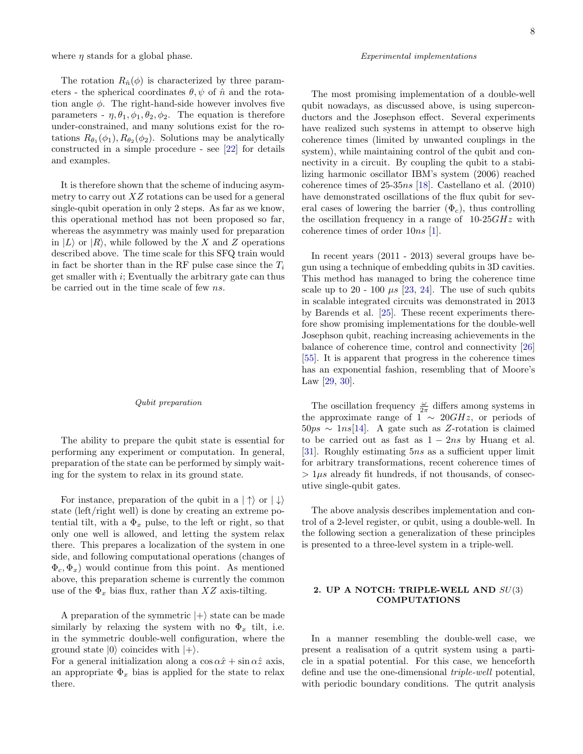where $\eta$ stands for a global phase.

The rotation $R_{\hat{n}}(\phi)$ is characterized by three parameters - the spherical coordinates $\theta, \psi$ of $\hat{n}$ and the rotation angle $\phi$. The right-hand-side however involves five parameters - $\eta, \theta_1, \phi_1, \theta_2, \phi_2$. The equation is therefore under-constrained, and many solutions exist for the rotations $R_{\theta_1}(\phi_1), R_{\theta_2}(\phi_2)$. Solutions may be analytically constructed in a simple procedure - see [22] for details and examples.

It is therefore shown that the scheme of inducing asymmetry to carry out $XZ$ rotations can be used for a general single-qubit operation in only 2 steps. As far as we know, this operational method has not been proposed so far, whereas the asymmetry was mainly used for preparation in $|L\rangle$ or $|R\rangle$, while followed by the $X$ and $Z$ operations described above. The time scale for this SFQ train would in fact be shorter than in the RF pulse case since the $T_i$ get smaller with $i$; Eventually the arbitrary gate can thus be carried out in the time scale of few $ns$.

*Qubit preparation*

The ability to prepare the qubit state is essential for performing any experiment or computation. In general, preparation of the state can be performed by simply waiting for the system to relax in its ground state.

For instance, preparation of the qubit in a $|\uparrow\rangle$ or $|\downarrow\rangle$ state (left/right well) is done by creating an extreme potential tilt, with a $\Phi_x$ pulse, to the left or right, so that only one well is allowed, and letting the system relax there. This prepares a localization of the system in one side, and following computational operations (changes of $\Phi_c, \Phi_x$) would continue from this point. As mentioned above, this preparation scheme is currently the common use of the $\Phi_x$ bias flux, rather than $XZ$ axis-tilting.

A preparation of the symmetric $|+\rangle$ state can be made similarly by relaxing the system with no $\Phi_x$ tilt, i.e. in the symmetric double-well configuration, where the ground state $|0\rangle$ coincides with $|+\rangle$.
For a general initialization along a $\cos\alpha\hat{x} + \sin\alpha\hat{z}$ axis, an appropriate $\Phi_x$ bias is applied for the state to relax there.

*Experimental implementations*

The most promising implementation of a double-well qubit nowadays, as discussed above, is using superconductors and the Josephson effect. Several experiments have realized such systems in attempt to observe high coherence times (limited by unwanted couplings in the system), while maintaining control of the qubit and connectivity in a circuit. By coupling the qubit to a stabilizing harmonic oscillator IBM's system (2006) reached coherence times of 25-35$ns$ [18]. Castellano et al. (2010) have demonstrated oscillations of the flux qubit for several cases of lowering the barrier ($\Phi_c$), thus controlling the oscillation frequency in a range of 10-25$GHz$ with coherence times of order 10$ns$ [1].

In recent years (2011 - 2013) several groups have begun using a technique of embedding qubits in 3D cavities. This method has managed to bring the coherence time scale up to 20 - 100 $\mu s$ [23, 24]. The use of such qubits in scalable integrated circuits was demonstrated in 2013 by Barends et al. [25]. These recent experiments therefore show promising implementations for the double-well Josephson qubit, reaching increasing achievements in the balance of coherence time, control and connectivity [26] [55]. It is apparent that progress in the coherence times has an exponential fashion, resembling that of Moore's Law [29, 30].

The oscillation frequency $\frac{\omega}{2\pi}$ differs among systems in the approximate range of $1 \sim 20GHz$, or periods of $50ps \sim 1ns$[14]. A gate such as $Z$-rotation is claimed to be carried out as fast as $1 - 2ns$ by Huang et al. [31]. Roughly estimating $5ns$ as a sufficient upper limit for arbitrary transformations, recent coherence times of $> 1\mu s$ already fit hundreds, if not thousands, of consecutive single-qubit gates.

The above analysis describes implementation and control of a 2-level register, or qubit, using a double-well. In the following section a generalization of these principles is presented to a three-level system in a triple-well.

## 2. UP A NOTCH: TRIPLE-WELL AND $SU(3)$ COMPUTATIONS

In a manner resembling the double-well case, we present a realisation of a qutrit system using a particle in a spatial potential. For this case, we henceforth define and use the one-dimensional *triple-well* potential, with periodic boundary conditions. The qutrit analysis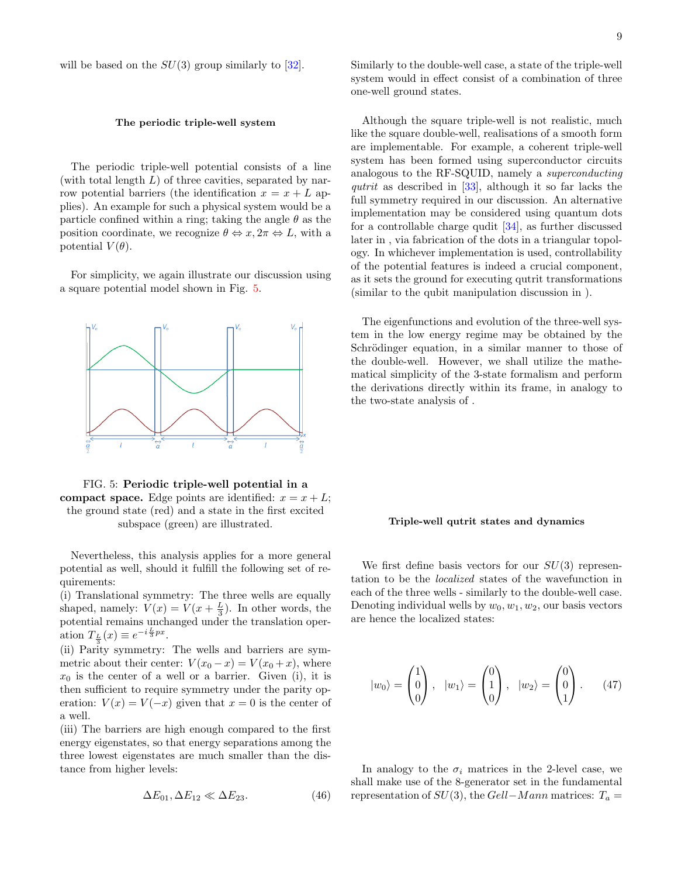will be based on the $SU(3)$ group similarly to [32].

### The periodic triple-well system

The periodic triple-well potential consists of a line (with total length $L$) of three cavities, separated by narrow potential barriers (the identification $x = x + L$ applies). An example for such a physical system would be a particle confined within a ring; taking the angle $\theta$ as the position coordinate, we recognize $\theta \Leftrightarrow x, 2\pi \Leftrightarrow L$, with a potential $V(\theta)$.

For simplicity, we again illustrate our discussion using a square potential model shown in Fig. 5.

FIG. 5: **Periodic triple-well potential in a compact space.** Edge points are identified: $x = x + L$; the ground state (red) and a state in the first excited subspace (green) are illustrated.

Nevertheless, this analysis applies for a more general potential as well, should it fulfill the following set of requirements:

(i) Translational symmetry: The three wells are equally shaped, namely: $V(x) = V(x + \frac{L}{3})$. In other words, the potential remains unchanged under the translation operation $T_{\frac{L}{3}}(x) \equiv e^{-i\frac{L}{3}px}$.

(ii) Parity symmetry: The wells and barriers are symmetric about their center: $V(x_0 - x) = V(x_0 + x)$, where $x_0$ is the center of a well or a barrier. Given (i), it is then sufficient to require symmetry under the parity operation: $V(x) = V(-x)$ given that $x = 0$ is the center of a well.

(iii) The barriers are high enough compared to the first energy eigenstates, so that energy separations among the three lowest eigenstates are much smaller than the distance from higher levels:

$$\Delta E_{01}, \Delta E_{12} \ll \Delta E_{23}. \tag{46}$$

Similarly to the double-well case, a state of the triple-well system would in effect consist of a combination of three one-well ground states.

Although the square triple-well is not realistic, much like the square double-well, realisations of a smooth form are implementable. For example, a coherent triple-well system has been formed using superconductor circuits analogous to the RF-SQUID, namely a *superconducting qutrit* as described in [33], although it so far lacks the full symmetry required in our discussion. An alternative implementation may be considered using quantum dots for a controllable charge qudit [34], as further discussed later in , via fabrication of the dots in a triangular topology. In whichever implementation is used, controllability of the potential features is indeed a crucial component, as it sets the ground for executing qutrit transformations (similar to the qubit manipulation discussion in ).

The eigenfunctions and evolution of the three-well system in the low energy regime may be obtained by the Schrödinger equation, in a similar manner to those of the double-well. However, we shall utilize the mathematical simplicity of the 3-state formalism and perform the derivations directly within its frame, in analogy to the two-state analysis of .

### Triple-well qutrit states and dynamics

We first define basis vectors for our $SU(3)$ representation to be the *localized* states of the wavefunction in each of the three wells - similarly to the double-well case. Denoting individual wells by $w_0, w_1, w_2$, our basis vectors are hence the localized states:

$$|w_0\rangle = \begin{pmatrix} 1 \\ 0 \\ 0 \end{pmatrix}, \quad |w_1\rangle = \begin{pmatrix} 0 \\ 1 \\ 0 \end{pmatrix}, \quad |w_2\rangle = \begin{pmatrix} 0 \\ 0 \\ 1 \end{pmatrix}. \tag{47}$$

In analogy to the $\sigma_i$ matrices in the 2-level case, we shall make use of the 8-generator set in the fundamental representation of $SU(3)$, the *Gell−Mann* matrices: $T_a =$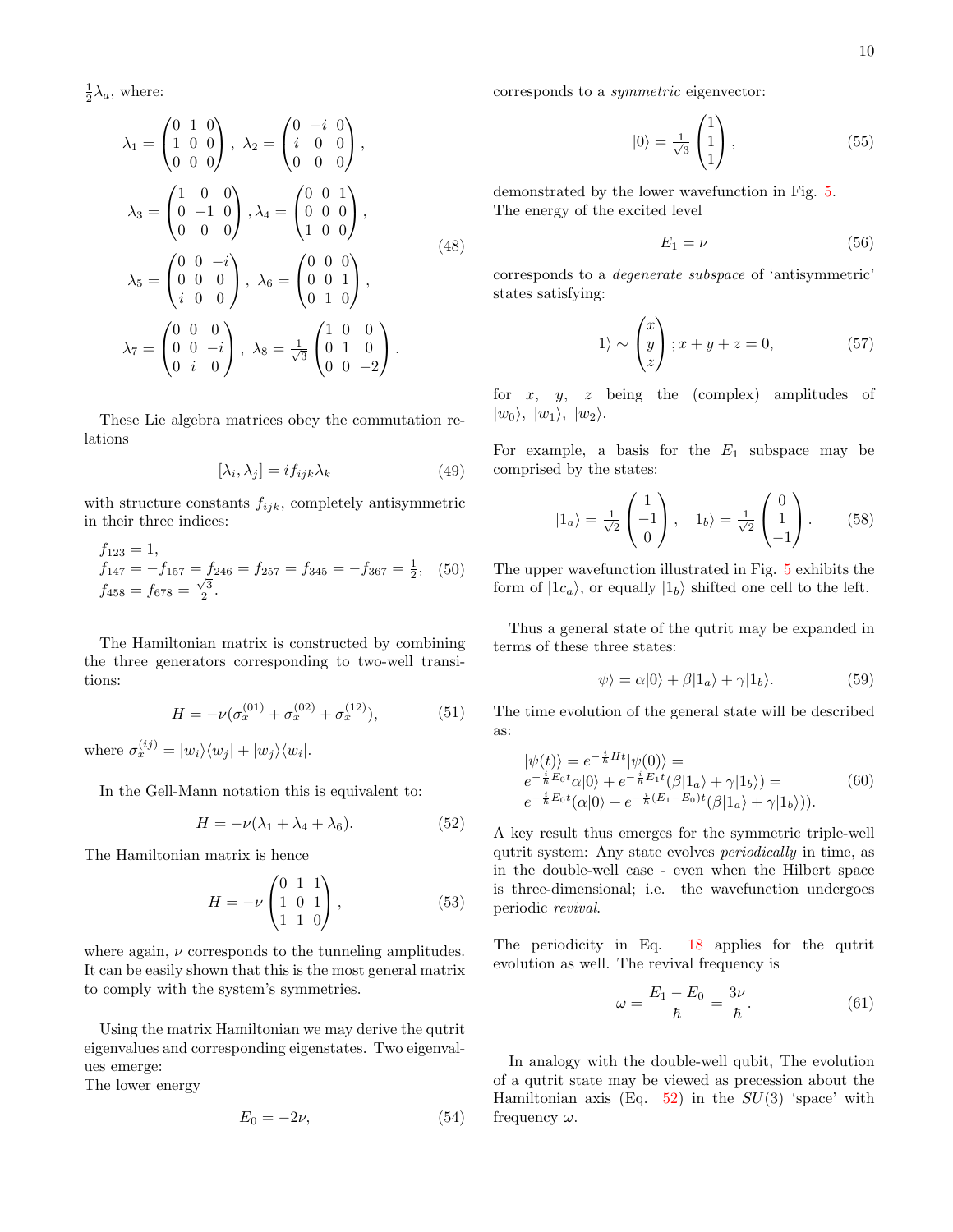$\frac{1}{2}\lambda_a$, where:

$$
\begin{aligned}
\lambda_1 &= \begin{pmatrix} 0 & 1 & 0 \\ 1 & 0 & 0 \\ 0 & 0 & 0 \end{pmatrix}, \ \lambda_2 = \begin{pmatrix} 0 & -i & 0 \\ i & 0 & 0 \\ 0 & 0 & 0 \end{pmatrix}, \\
\lambda_3 &= \begin{pmatrix} 1 & 0 & 0 \\ 0 & -1 & 0 \\ 0 & 0 & 0 \end{pmatrix}, \lambda_4 = \begin{pmatrix} 0 & 0 & 1 \\ 0 & 0 & 0 \\ 1 & 0 & 0 \end{pmatrix}, \\
\lambda_5 &= \begin{pmatrix} 0 & 0 & -i \\ 0 & 0 & 0 \\ i & 0 & 0 \end{pmatrix}, \ \lambda_6 = \begin{pmatrix} 0 & 0 & 0 \\ 0 & 0 & 1 \\ 0 & 1 & 0 \end{pmatrix}, \\
\lambda_7 &= \begin{pmatrix} 0 & 0 & 0 \\ 0 & 0 & -i \\ 0 & i & 0 \end{pmatrix}, \ \lambda_8 = \frac{1}{\sqrt{3}} \begin{pmatrix} 1 & 0 & 0 \\ 0 & 1 & 0 \\ 0 & 0 & -2 \end{pmatrix}.
\end{aligned}
\tag{48}
$$

These Lie algebra matrices obey the commutation relations

$$
[\lambda_i, \lambda_j] = i f_{ijk} \lambda_k \tag{49}
$$

with structure constants $f_{ijk}$, completely antisymmetric in their three indices:

$$
\begin{aligned}
&f_{123} = 1, \\
&f_{147} = -f_{157} = f_{246} = f_{257} = f_{345} = -f_{367} = \tfrac{1}{2}, \\
&f_{458} = f_{678} = \tfrac{\sqrt{3}}{2}.
\end{aligned}
\tag{50}
$$

The Hamiltonian matrix is constructed by combining the three generators corresponding to two-well transitions:

$$
H = -\nu(\sigma_x^{(01)} + \sigma_x^{(02)} + \sigma_x^{(12)}), \tag{51}
$$

where $\sigma_x^{(ij)} = |w_i\rangle\langle w_j| + |w_j\rangle\langle w_i|$.

In the Gell-Mann notation this is equivalent to:

$$
H = -\nu(\lambda_1 + \lambda_4 + \lambda_6). \tag{52}
$$

The Hamiltonian matrix is hence

$$
H = -\nu \begin{pmatrix} 0 & 1 & 1 \\ 1 & 0 & 1 \\ 1 & 1 & 0 \end{pmatrix}, \tag{53}
$$

where again, $\nu$ corresponds to the tunneling amplitudes. It can be easily shown that this is the most general matrix to comply with the system's symmetries.

Using the matrix Hamiltonian we may derive the qutrit eigenvalues and corresponding eigenstates. Two eigenvalues emerge:
The lower energy

$$
E_0 = -2\nu, \tag{54}
$$

corresponds to a *symmetric* eigenvector:

$$
|0\rangle = \frac{1}{\sqrt{3}} \begin{pmatrix} 1 \\ 1 \\ 1 \end{pmatrix}, \tag{55}
$$

demonstrated by the lower wavefunction in Fig. 5.
The energy of the excited level

$$
E_1 = \nu \tag{56}
$$

corresponds to a *degenerate subspace* of 'antisymmetric' states satisfying:

$$
|1\rangle \sim \begin{pmatrix} x \\ y \\ z \end{pmatrix}; x + y + z = 0, \tag{57}
$$

for $x$, $y$, $z$ being the (complex) amplitudes of $|w_0\rangle$, $|w_1\rangle$, $|w_2\rangle$.

For example, a basis for the $E_1$ subspace may be comprised by the states:

$$
|1_a\rangle = \frac{1}{\sqrt{2}} \begin{pmatrix} 1 \\ -1 \\ 0 \end{pmatrix}, \quad |1_b\rangle = \frac{1}{\sqrt{2}} \begin{pmatrix} 0 \\ 1 \\ -1 \end{pmatrix}. \tag{58}
$$

The upper wavefunction illustrated in Fig. 5 exhibits the form of $|1c_a\rangle$, or equally $|1_b\rangle$ shifted one cell to the left.

Thus a general state of the qutrit may be expanded in terms of these three states:

$$
|\psi\rangle = \alpha|0\rangle + \beta|1_a\rangle + \gamma|1_b\rangle. \tag{59}
$$

The time evolution of the general state will be described as:

$$
\begin{aligned}
&|\psi(t)\rangle = e^{-\frac{i}{\hbar}Ht}|\psi(0)\rangle = \\
&e^{-\frac{i}{\hbar}E_0 t}\alpha|0\rangle + e^{-\frac{i}{\hbar}E_1 t}(\beta|1_a\rangle + \gamma|1_b\rangle) = \\
&e^{-\frac{i}{\hbar}E_0 t}(\alpha|0\rangle + e^{-\frac{i}{\hbar}(E_1 - E_0)t}(\beta|1_a\rangle + \gamma|1_b\rangle)).
\end{aligned}
\tag{60}
$$

A key result thus emerges for the symmetric triple-well qutrit system: Any state evolves *periodically* in time, as in the double-well case - even when the Hilbert space is three-dimensional; i.e. the wavefunction undergoes periodic *revival*.

The periodicity in Eq. 18 applies for the qutrit evolution as well. The revival frequency is

$$
\omega = \frac{E_1 - E_0}{\hbar} = \frac{3\nu}{\hbar}. \tag{61}
$$

In analogy with the double-well qubit, The evolution of a qutrit state may be viewed as precession about the Hamiltonian axis (Eq. 52) in the $SU(3)$ 'space' with frequency $\omega$.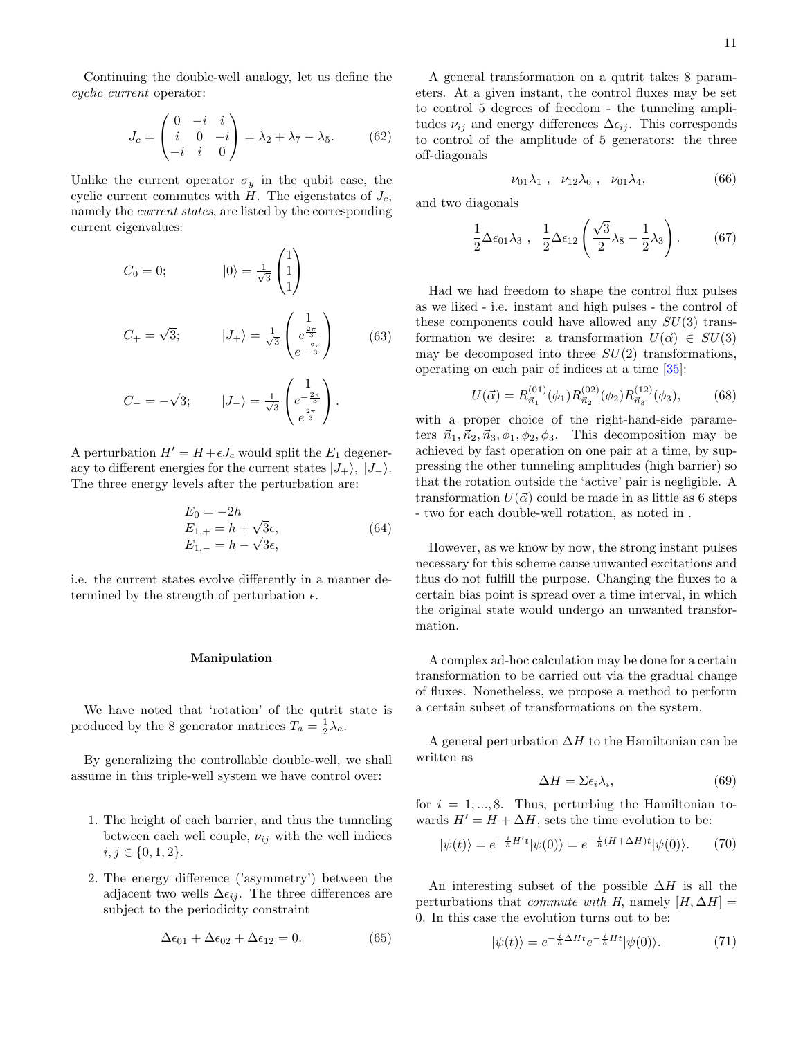Continuing the double-well analogy, let us define the *cyclic current* operator:

$$J_c = \begin{pmatrix} 0 & -i & i \\ i & 0 & -i \\ -i & i & 0 \end{pmatrix} = \lambda_2 + \lambda_7 - \lambda_5. \tag{62}$$

Unlike the current operator $\sigma_y$ in the qubit case, the cyclic current commutes with $H$. The eigenstates of $J_c$, namely the *current states*, are listed by the corresponding current eigenvalues:

$$\begin{aligned}
C_0 = 0; \qquad & |0\rangle = \tfrac{1}{\sqrt{3}} \begin{pmatrix} 1 \\ 1 \\ 1 \end{pmatrix} \\
C_+ = \sqrt{3}; \qquad & |J_+\rangle = \tfrac{1}{\sqrt{3}} \begin{pmatrix} 1 \\ e^{\frac{2\pi}{3}} \\ e^{-\frac{2\pi}{3}} \end{pmatrix} \\
C_- = -\sqrt{3}; \qquad & |J_-\rangle = \tfrac{1}{\sqrt{3}} \begin{pmatrix} 1 \\ e^{-\frac{2\pi}{3}} \\ e^{\frac{2\pi}{3}} \end{pmatrix}.
\end{aligned} \tag{63}$$

A perturbation $H' = H + \epsilon J_c$ would split the $E_1$ degeneracy to different energies for the current states $|J_+\rangle,\ |J_-\rangle$. The three energy levels after the perturbation are:

$$\begin{aligned}
E_0 &= -2h \\
E_{1,+} &= h + \sqrt{3}\epsilon, \\
E_{1,-} &= h - \sqrt{3}\epsilon,
\end{aligned} \tag{64}$$

i.e. the current states evolve differently in a manner determined by the strength of perturbation $\epsilon$.

## Manipulation

We have noted that 'rotation' of the qutrit state is produced by the 8 generator matrices $T_a = \frac{1}{2}\lambda_a$.

By generalizing the controllable double-well, we shall assume in this triple-well system we have control over:

1. The height of each barrier, and thus the tunneling between each well couple, $\nu_{ij}$ with the well indices $i, j \in \{0, 1, 2\}$.

2. The energy difference ('asymmetry') between the adjacent two wells $\Delta\epsilon_{ij}$. The three differences are subject to the periodicity constraint

$$\Delta\epsilon_{01} + \Delta\epsilon_{02} + \Delta\epsilon_{12} = 0. \tag{65}$$

A general transformation on a qutrit takes 8 parameters. At a given instant, the control fluxes may be set to control 5 degrees of freedom - the tunneling amplitudes $\nu_{ij}$ and energy differences $\Delta\epsilon_{ij}$. This corresponds to control of the amplitude of 5 generators: the three off-diagonals

$$\nu_{01}\lambda_1\ ,\quad \nu_{12}\lambda_6\ ,\quad \nu_{01}\lambda_4, \tag{66}$$

and two diagonals

$$\frac{1}{2}\Delta\epsilon_{01}\lambda_3\ ,\quad \frac{1}{2}\Delta\epsilon_{12}\left(\frac{\sqrt{3}}{2}\lambda_8 - \frac{1}{2}\lambda_3\right). \tag{67}$$

Had we had freedom to shape the control flux pulses as we liked - i.e. instant and high pulses - the control of these components could have allowed any $SU(3)$ transformation we desire: a transformation $U(\vec{\alpha}) \in SU(3)$ may be decomposed into three $SU(2)$ transformations, operating on each pair of indices at a time [35]:

$$U(\vec{\alpha}) = R^{(01)}_{\vec{n}_1}(\phi_1) R^{(02)}_{\vec{n}_2}(\phi_2) R^{(12)}_{\vec{n}_3}(\phi_3), \tag{68}$$

with a proper choice of the right-hand-side parameters $\vec{n}_1, \vec{n}_2, \vec{n}_3, \phi_1, \phi_2, \phi_3$. This decomposition may be achieved by fast operation on one pair at a time, by suppressing the other tunneling amplitudes (high barrier) so that the rotation outside the 'active' pair is negligible. A transformation $U(\vec{\alpha})$ could be made in as little as 6 steps - two for each double-well rotation, as noted in .

However, as we know by now, the strong instant pulses necessary for this scheme cause unwanted excitations and thus do not fulfill the purpose. Changing the fluxes to a certain bias point is spread over a time interval, in which the original state would undergo an unwanted transformation.

A complex ad-hoc calculation may be done for a certain transformation to be carried out via the gradual change of fluxes. Nonetheless, we propose a method to perform a certain subset of transformations on the system.

A general perturbation $\Delta H$ to the Hamiltonian can be written as

$$\Delta H = \Sigma \epsilon_i \lambda_i, \tag{69}$$

for $i = 1, ..., 8$. Thus, perturbing the Hamiltonian towards $H' = H + \Delta H$, sets the time evolution to be:

$$|\psi(t)\rangle = e^{-\frac{i}{\hbar}H't}|\psi(0)\rangle = e^{-\frac{i}{\hbar}(H+\Delta H)t}|\psi(0)\rangle. \tag{70}$$

An interesting subset of the possible $\Delta H$ is all the perturbations that *commute with* $H$, namely $[H, \Delta H] = 0$. In this case the evolution turns out to be:

$$|\psi(t)\rangle = e^{-\frac{i}{\hbar}\Delta H t} e^{-\frac{i}{\hbar}Ht}|\psi(0)\rangle. \tag{71}$$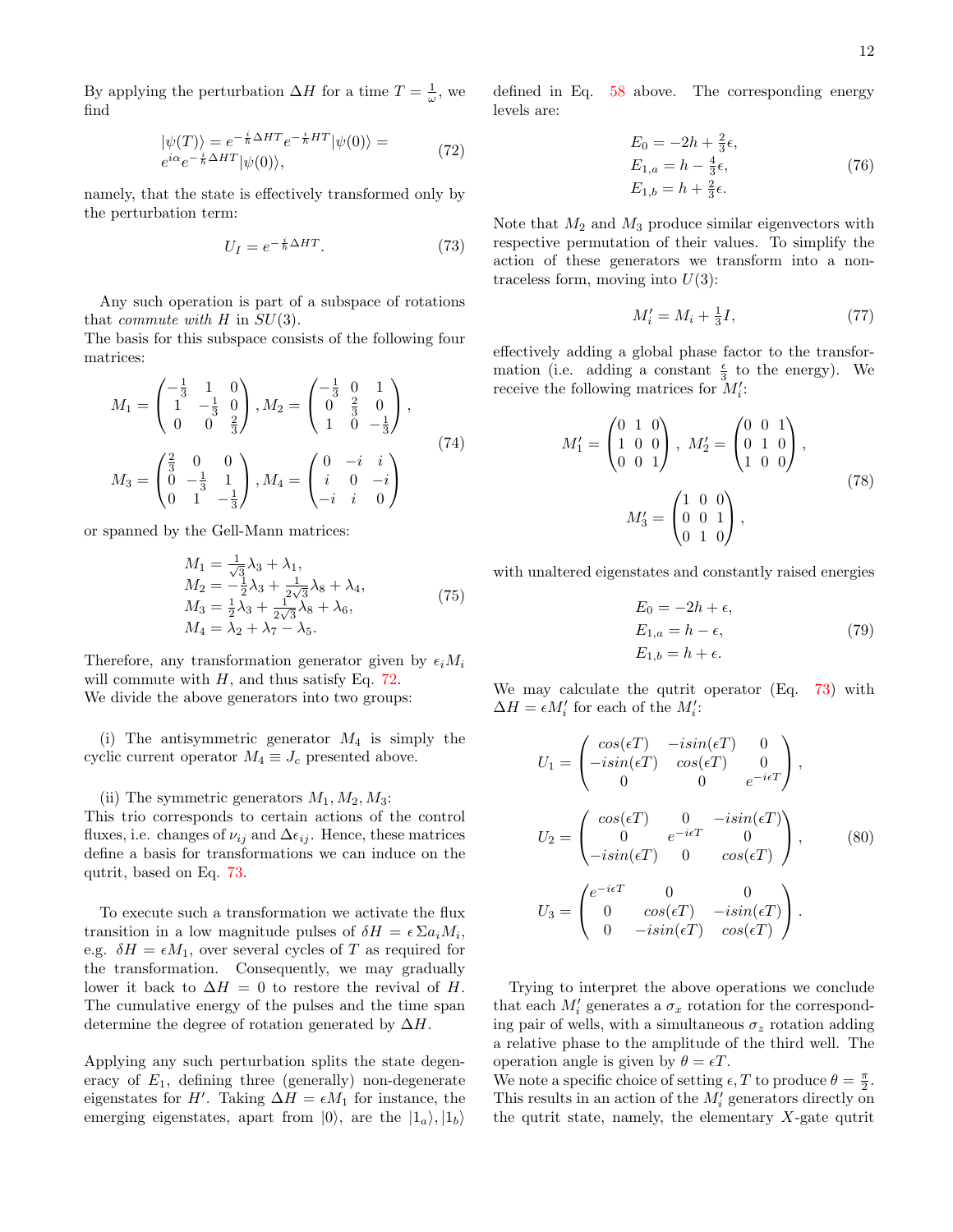By applying the perturbation $\Delta H$ for a time $T = \frac{1}{\omega}$, we find

$$|\psi(T)\rangle = e^{-\frac{i}{\hbar}\Delta HT} e^{-\frac{i}{\hbar}HT}|\psi(0)\rangle = \\ e^{i\alpha} e^{-\frac{i}{\hbar}\Delta HT}|\psi(0)\rangle, \tag{72}$$

namely, that the state is effectively transformed only by the perturbation term:

$$U_I = e^{-\frac{i}{\hbar}\Delta HT}. \tag{73}$$

Any such operation is part of a subspace of rotations that *commute with* $H$ in $SU(3)$.
The basis for this subspace consists of the following four matrices:

$$M_1 = \begin{pmatrix} -\frac{1}{3} & 1 & 0 \\ 1 & -\frac{1}{3} & 0 \\ 0 & 0 & \frac{2}{3} \end{pmatrix}, M_2 = \begin{pmatrix} -\frac{1}{3} & 0 & 1 \\ 0 & \frac{2}{3} & 0 \\ 1 & 0 & -\frac{1}{3} \end{pmatrix},$$
$$M_3 = \begin{pmatrix} \frac{2}{3} & 0 & 0 \\ 0 & -\frac{1}{3} & 1 \\ 0 & 1 & -\frac{1}{3} \end{pmatrix}, M_4 = \begin{pmatrix} 0 & -i & i \\ i & 0 & -i \\ -i & i & 0 \end{pmatrix} \tag{74}$$

or spanned by the Gell-Mann matrices:

$$\begin{aligned} M_1 &= \tfrac{1}{\sqrt{3}}\lambda_3 + \lambda_1, \\ M_2 &= -\tfrac{1}{2}\lambda_3 + \tfrac{1}{2\sqrt{3}}\lambda_8 + \lambda_4, \\ M_3 &= \tfrac{1}{2}\lambda_3 + \tfrac{1}{2\sqrt{3}}\lambda_8 + \lambda_6, \\ M_4 &= \lambda_2 + \lambda_7 - \lambda_5. \end{aligned} \tag{75}$$

Therefore, any transformation generator given by $\epsilon_i M_i$ will commute with $H$, and thus satisfy Eq. 72.
We divide the above generators into two groups:

(i) The antisymmetric generator $M_4$ is simply the cyclic current operator $M_4 \equiv J_c$ presented above.

(ii) The symmetric generators $M_1, M_2, M_3$:
This trio corresponds to certain actions of the control fluxes, i.e. changes of $\nu_{ij}$ and $\Delta\epsilon_{ij}$. Hence, these matrices define a basis for transformations we can induce on the qutrit, based on Eq. 73.

To execute such a transformation we activate the flux transition in a low magnitude pulses of $\delta H = \epsilon\,\Sigma a_i M_i$, e.g. $\delta H = \epsilon M_1$, over several cycles of $T$ as required for the transformation. Consequently, we may gradually lower it back to $\Delta H = 0$ to restore the revival of $H$. The cumulative energy of the pulses and the time span determine the degree of rotation generated by $\Delta H$.

Applying any such perturbation splits the state degeneracy of $E_1$, defining three (generally) non-degenerate eigenstates for $H'$. Taking $\Delta H = \epsilon M_1$ for instance, the emerging eigenstates, apart from $|0\rangle$, are the $|1_a\rangle, |1_b\rangle$ defined in Eq. 58 above. The corresponding energy levels are:

$$\begin{aligned} E_0 &= -2h + \tfrac{2}{3}\epsilon, \\ E_{1,a} &= h - \tfrac{4}{3}\epsilon, \\ E_{1,b} &= h + \tfrac{2}{3}\epsilon. \end{aligned} \tag{76}$$

Note that $M_2$ and $M_3$ produce similar eigenvectors with respective permutation of their values. To simplify the action of these generators we transform into a non-traceless form, moving into $U(3)$:

$$M_i' = M_i + \tfrac{1}{3}I, \tag{77}$$

effectively adding a global phase factor to the transformation (i.e. adding a constant $\frac{\epsilon}{3}$ to the energy). We receive the following matrices for $M_i'$:

$$M_1' = \begin{pmatrix} 0 & 1 & 0 \\ 1 & 0 & 0 \\ 0 & 0 & 1 \end{pmatrix},\ M_2' = \begin{pmatrix} 0 & 0 & 1 \\ 0 & 1 & 0 \\ 1 & 0 & 0 \end{pmatrix},$$
$$M_3' = \begin{pmatrix} 1 & 0 & 0 \\ 0 & 0 & 1 \\ 0 & 1 & 0 \end{pmatrix}, \tag{78}$$

with unaltered eigenstates and constantly raised energies

$$\begin{aligned} E_0 &= -2h + \epsilon, \\ E_{1,a} &= h - \epsilon, \\ E_{1,b} &= h + \epsilon. \end{aligned} \tag{79}$$

We may calculate the qutrit operator (Eq. 73) with $\Delta H = \epsilon M_i'$ for each of the $M_i'$:

$$U_1 = \begin{pmatrix} cos(\epsilon T) & -isin(\epsilon T) & 0 \\ -isin(\epsilon T) & cos(\epsilon T) & 0 \\ 0 & 0 & e^{-i\epsilon T} \end{pmatrix},$$
$$U_2 = \begin{pmatrix} cos(\epsilon T) & 0 & -isin(\epsilon T) \\ 0 & e^{-i\epsilon T} & 0 \\ -isin(\epsilon T) & 0 & cos(\epsilon T) \end{pmatrix}, \tag{80}$$
$$U_3 = \begin{pmatrix} e^{-i\epsilon T} & 0 & 0 \\ 0 & cos(\epsilon T) & -isin(\epsilon T) \\ 0 & -isin(\epsilon T) & cos(\epsilon T) \end{pmatrix}.$$

Trying to interpret the above operations we conclude that each $M_i'$ generates a $\sigma_x$ rotation for the corresponding pair of wells, with a simultaneous $\sigma_z$ rotation adding a relative phase to the amplitude of the third well. The operation angle is given by $\theta = \epsilon T$.
We note a specific choice of setting $\epsilon, T$ to produce $\theta = \frac{\pi}{2}$. This results in an action of the $M_i'$ generators directly on the qutrit state, namely, the elementary $X$-gate qutrit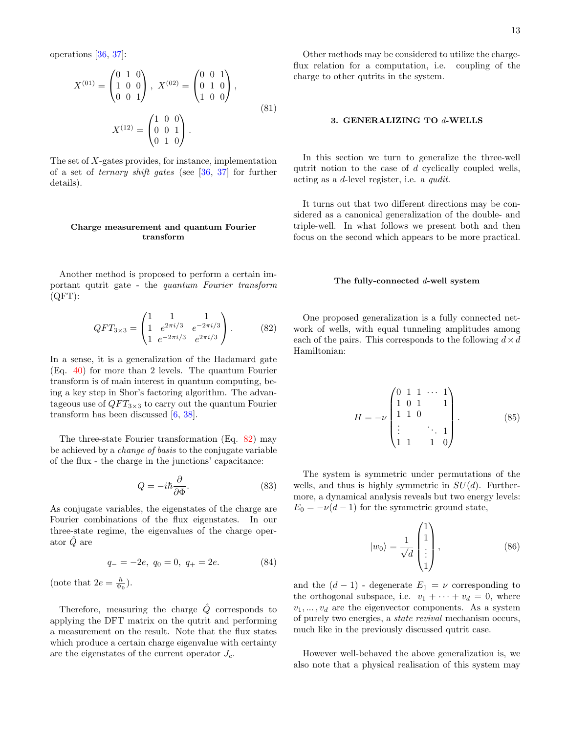operations [36, 37]:

$$X^{(01)} = \begin{pmatrix} 0 & 1 & 0 \\ 1 & 0 & 0 \\ 0 & 0 & 1 \end{pmatrix},\ X^{(02)} = \begin{pmatrix} 0 & 0 & 1 \\ 0 & 1 & 0 \\ 1 & 0 & 0 \end{pmatrix},$$
$$X^{(12)} = \begin{pmatrix} 1 & 0 & 0 \\ 0 & 0 & 1 \\ 0 & 1 & 0 \end{pmatrix}. \tag{81}$$

The set of $X$-gates provides, for instance, implementation of a set of *ternary shift gates* (see [36, 37] for further details).

### Charge measurement and quantum Fourier transform

Another method is proposed to perform a certain important qutrit gate - the *quantum Fourier transform* (QFT):

$$QFT_{3\times 3} = \begin{pmatrix} 1 & 1 & 1 \\ 1 & e^{2\pi i/3} & e^{-2\pi i/3} \\ 1 & e^{-2\pi i/3} & e^{2\pi i/3} \end{pmatrix}. \tag{82}$$

In a sense, it is a generalization of the Hadamard gate (Eq. 40) for more than 2 levels. The quantum Fourier transform is of main interest in quantum computing, being a key step in Shor's factoring algorithm. The advantageous use of $QFT_{3\times 3}$ to carry out the quantum Fourier transform has been discussed [6, 38].

The three-state Fourier transformation (Eq. 82) may be achieved by a *change of basis* to the conjugate variable of the flux - the charge in the junctions' capacitance:

$$Q = -i\hbar \frac{\partial}{\partial \Phi}. \tag{83}$$

As conjugate variables, the eigenstates of the charge are Fourier combinations of the flux eigenstates. In our three-state regime, the eigenvalues of the charge operator $\hat{Q}$ are

$$q_- = -2e,\ q_0 = 0,\ q_+ = 2e. \tag{84}$$

(note that $2e = \frac{h}{\Phi_0}$).

Therefore, measuring the charge $\hat{Q}$ corresponds to applying the DFT matrix on the qutrit and performing a measurement on the result. Note that the flux states which produce a certain charge eigenvalue with certainty are the eigenstates of the current operator $J_c$.

Other methods may be considered to utilize the charge-flux relation for a computation, i.e. coupling of the charge to other qutrits in the system.

## 3. GENERALIZING TO $d$-WELLS

In this section we turn to generalize the three-well qutrit notion to the case of $d$ cyclically coupled wells, acting as a $d$-level register, i.e. a *qudit*.

It turns out that two different directions may be considered as a canonical generalization of the double- and triple-well. In what follows we present both and then focus on the second which appears to be more practical.

### The fully-connected $d$-well system

One proposed generalization is a fully connected network of wells, with equal tunneling amplitudes among each of the pairs. This corresponds to the following $d \times d$ Hamiltonian:

$$H = -\nu \begin{pmatrix} 0 & 1 & 1 & \cdots & 1 \\ 1 & 0 & 1 & & 1 \\ 1 & 1 & 0 & & \\ \vdots & & & \ddots & 1 \\ 1 & 1 & & 1 & 0 \end{pmatrix}. \tag{85}$$

The system is symmetric under permutations of the wells, and thus is highly symmetric in $SU(d)$. Furthermore, a dynamical analysis reveals but two energy levels: $E_0 = -\nu(d-1)$ for the symmetric ground state,

$$|w_0\rangle = \frac{1}{\sqrt{d}} \begin{pmatrix} 1 \\ 1 \\ \vdots \\ 1 \end{pmatrix}, \tag{86}$$

and the $(d-1)$ - degenerate $E_1 = \nu$ corresponding to the orthogonal subspace, i.e. $v_1 + \cdots + v_d = 0$, where $v_1, \ldots, v_d$ are the eigenvector components. As a system of purely two energies, a *state revival* mechanism occurs, much like in the previously discussed qutrit case.

However well-behaved the above generalization is, we also note that a physical realisation of this system may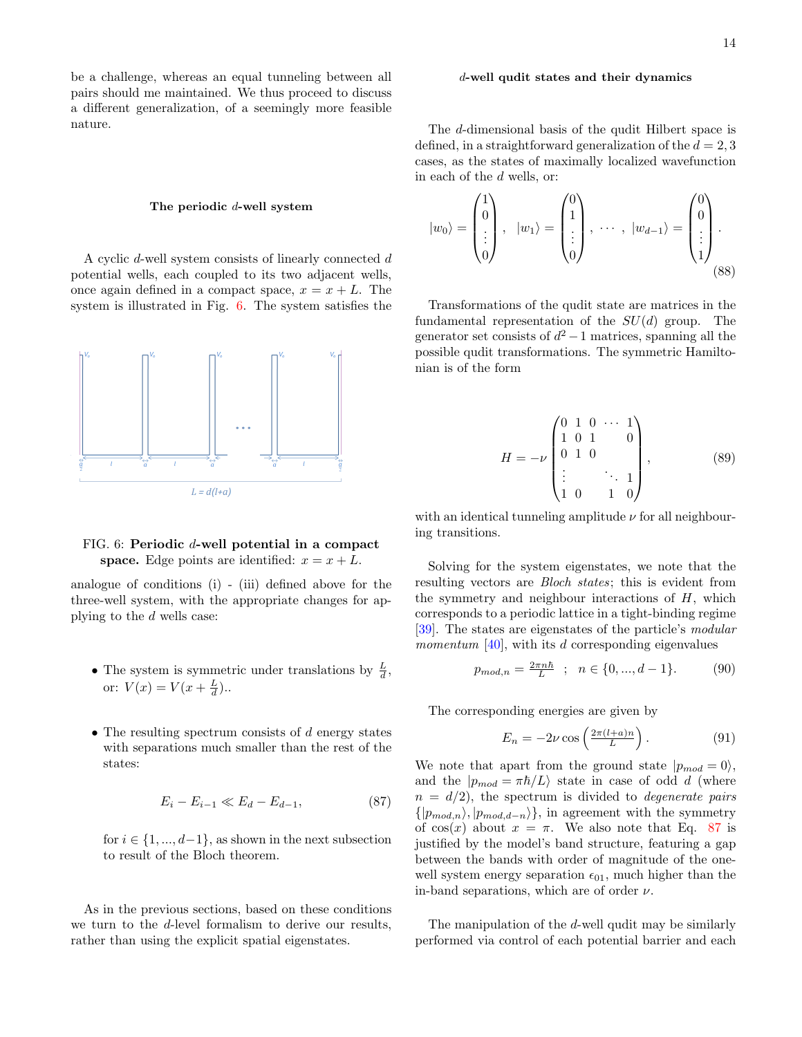be a challenge, whereas an equal tunneling between all pairs should me maintained. We thus proceed to discuss a different generalization, of a seemingly more feasible nature.

### The periodic $d$-well system

A cyclic $d$-well system consists of linearly connected $d$ potential wells, each coupled to its two adjacent wells, once again defined in a compact space, $x = x + L$. The system is illustrated in Fig. 6. The system satisfies the analogue of conditions (i) - (iii) defined above for the three-well system, with the appropriate changes for applying to the $d$ wells case:

FIG. 6: **Periodic $d$-well potential in a compact space.** Edge points are identified: $x = x + L$.

- The system is symmetric under translations by $\frac{L}{d}$, or: $V(x) = V(x + \frac{L}{d})$..
- The resulting spectrum consists of $d$ energy states with separations much smaller than the rest of the states:

$$E_i - E_{i-1} \ll E_d - E_{d-1}, \tag{87}$$

  for $i \in \{1, ..., d-1\}$, as shown in the next subsection to result of the Bloch theorem.

As in the previous sections, based on these conditions we turn to the $d$-level formalism to derive our results, rather than using the explicit spatial eigenstates.

### $d$-well qudit states and their dynamics

The $d$-dimensional basis of the qudit Hilbert space is defined, in a straightforward generalization of the $d = 2, 3$ cases, as the states of maximally localized wavefunction in each of the $d$ wells, or:

$$|w_0\rangle = \begin{pmatrix} 1 \\ 0 \\ \vdots \\ 0 \end{pmatrix}, \quad |w_1\rangle = \begin{pmatrix} 0 \\ 1 \\ \vdots \\ 0 \end{pmatrix}, \quad \cdots \quad , \; |w_{d-1}\rangle = \begin{pmatrix} 0 \\ 0 \\ \vdots \\ 1 \end{pmatrix}. \tag{88}$$

Transformations of the qudit state are matrices in the fundamental representation of the $SU(d)$ group. The generator set consists of $d^2 - 1$ matrices, spanning all the possible qudit transformations. The symmetric Hamiltonian is of the form

$$H = -\nu \begin{pmatrix} 0 & 1 & 0 & \cdots & 1 \\ 1 & 0 & 1 & & 0 \\ 0 & 1 & 0 & & \\ \vdots & & & \ddots & 1 \\ 1 & 0 & & 1 & 0 \end{pmatrix}, \tag{89}$$

with an identical tunneling amplitude $\nu$ for all neighbouring transitions.

Solving for the system eigenstates, we note that the resulting vectors are *Bloch states*; this is evident from the symmetry and neighbour interactions of $H$, which corresponds to a periodic lattice in a tight-binding regime [39]. The states are eigenstates of the particle's *modular momentum* [40], with its $d$ corresponding eigenvalues

$$p_{mod,n} = \tfrac{2\pi n \hbar}{L} \quad ; \quad n \in \{0, ..., d-1\}. \tag{90}$$

The corresponding energies are given by

$$E_n = -2\nu \cos\left(\tfrac{2\pi(l+a)n}{L}\right). \tag{91}$$

We note that apart from the ground state $|p_{mod} = 0\rangle$, and the $|p_{mod} = \pi\hbar/L\rangle$ state in case of odd $d$ (where $n = d/2$), the spectrum is divided to *degenerate pairs* $\{|p_{mod,n}\rangle, |p_{mod,d-n}\rangle\}$, in agreement with the symmetry of $\cos(x)$ about $x = \pi$. We also note that Eq. 87 is justified by the model's band structure, featuring a gap between the bands with order of magnitude of the one-well system energy separation $\epsilon_{01}$, much higher than the in-band separations, which are of order $\nu$.

The manipulation of the $d$-well qudit may be similarly performed via control of each potential barrier and each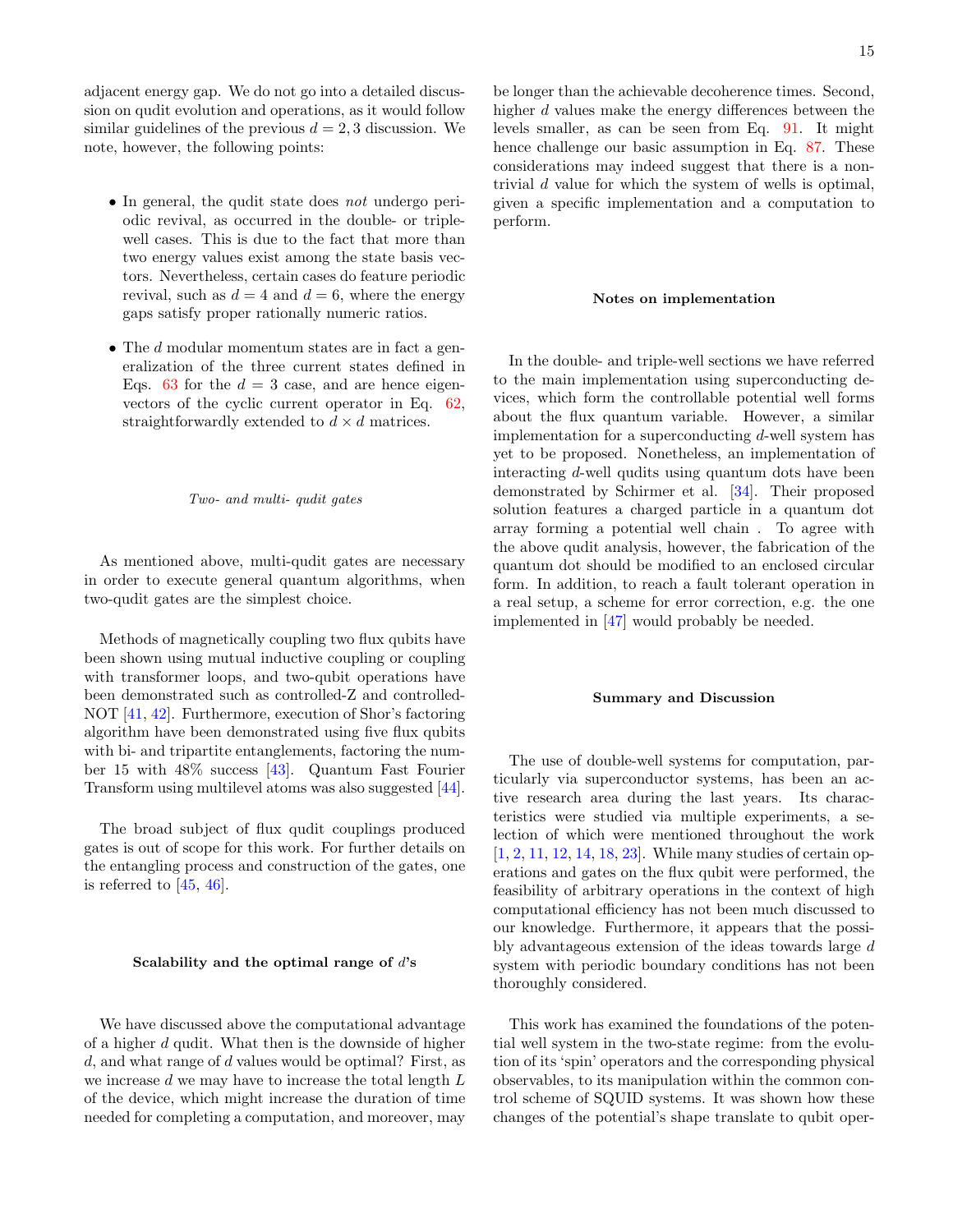adjacent energy gap. We do not go into a detailed discussion on qudit evolution and operations, as it would follow similar guidelines of the previous $d = 2, 3$ discussion. We note, however, the following points:

- In general, the qudit state does *not* undergo periodic revival, as occurred in the double- or triple-well cases. This is due to the fact that more than two energy values exist among the state basis vectors. Nevertheless, certain cases do feature periodic revival, such as $d = 4$ and $d = 6$, where the energy gaps satisfy proper rationally numeric ratios.

- The $d$ modular momentum states are in fact a generalization of the three current states defined in Eqs. 63 for the $d = 3$ case, and are hence eigenvectors of the cyclic current operator in Eq. 62, straightforwardly extended to $d \times d$ matrices.

#### *Two- and multi- qudit gates*

As mentioned above, multi-qudit gates are necessary in order to execute general quantum algorithms, when two-qudit gates are the simplest choice.

Methods of magnetically coupling two flux qubits have been shown using mutual inductive coupling or coupling with transformer loops, and two-qubit operations have been demonstrated such as controlled-Z and controlled-NOT [41, 42]. Furthermore, execution of Shor's factoring algorithm have been demonstrated using five flux qubits with bi- and tripartite entanglements, factoring the number 15 with 48% success [43]. Quantum Fast Fourier Transform using multilevel atoms was also suggested [44].

The broad subject of flux qudit couplings produced gates is out of scope for this work. For further details on the entangling process and construction of the gates, one is referred to [45, 46].

### Scalability and the optimal range of $d$'s

We have discussed above the computational advantage of a higher $d$ qudit. What then is the downside of higher $d$, and what range of $d$ values would be optimal? First, as we increase $d$ we may have to increase the total length $L$ of the device, which might increase the duration of time needed for completing a computation, and moreover, may be longer than the achievable decoherence times. Second, higher $d$ values make the energy differences between the levels smaller, as can be seen from Eq. 91. It might hence challenge our basic assumption in Eq. 87. These considerations may indeed suggest that there is a non-trivial $d$ value for which the system of wells is optimal, given a specific implementation and a computation to perform.

### Notes on implementation

In the double- and triple-well sections we have referred to the main implementation using superconducting devices, which form the controllable potential well forms about the flux quantum variable. However, a similar implementation for a superconducting $d$-well system has yet to be proposed. Nonetheless, an implementation of interacting $d$-well qudits using quantum dots have been demonstrated by Schirmer et al. [34]. Their proposed solution features a charged particle in a quantum dot array forming a potential well chain . To agree with the above qudit analysis, however, the fabrication of the quantum dot should be modified to an enclosed circular form. In addition, to reach a fault tolerant operation in a real setup, a scheme for error correction, e.g. the one implemented in [47] would probably be needed.

### Summary and Discussion

The use of double-well systems for computation, particularly via superconductor systems, has been an active research area during the last years. Its characteristics were studied via multiple experiments, a selection of which were mentioned throughout the work [1, 2, 11, 12, 14, 18, 23]. While many studies of certain operations and gates on the flux qubit were performed, the feasibility of arbitrary operations in the context of high computational efficiency has not been much discussed to our knowledge. Furthermore, it appears that the possibly advantageous extension of the ideas towards large $d$ system with periodic boundary conditions has not been thoroughly considered.

This work has examined the foundations of the potential well system in the two-state regime: from the evolution of its 'spin' operators and the corresponding physical observables, to its manipulation within the common control scheme of SQUID systems. It was shown how these changes of the potential's shape translate to qubit oper-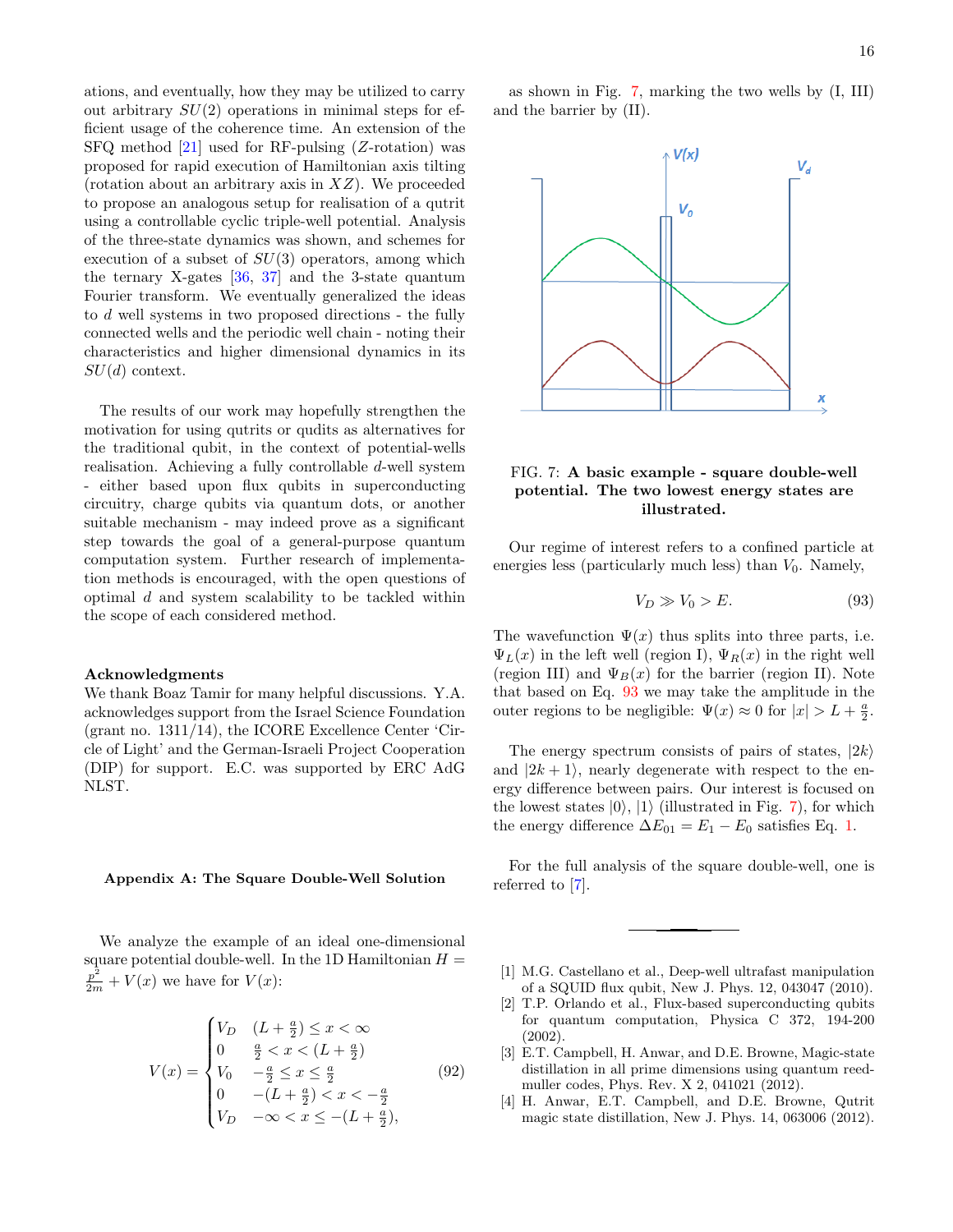ations, and eventually, how they may be utilized to carry out arbitrary $SU(2)$ operations in minimal steps for efficient usage of the coherence time. An extension of the SFQ method [21] used for RF-pulsing ($Z$-rotation) was proposed for rapid execution of Hamiltonian axis tilting (rotation about an arbitrary axis in $XZ$). We proceeded to propose an analogous setup for realisation of a qutrit using a controllable cyclic triple-well potential. Analysis of the three-state dynamics was shown, and schemes for execution of a subset of $SU(3)$ operators, among which the ternary X-gates [36, 37] and the 3-state quantum Fourier transform. We eventually generalized the ideas to $d$ well systems in two proposed directions - the fully connected wells and the periodic well chain - noting their characteristics and higher dimensional dynamics in its $SU(d)$ context.

The results of our work may hopefully strengthen the motivation for using qutrits or qudits as alternatives for the traditional qubit, in the context of potential-wells realisation. Achieving a fully controllable $d$-well system - either based upon flux qubits in superconducting circuitry, charge qubits via quantum dots, or another suitable mechanism - may indeed prove as a significant step towards the goal of a general-purpose quantum computation system. Further research of implementation methods is encouraged, with the open questions of optimal $d$ and system scalability to be tackled within the scope of each considered method.

**Acknowledgments**
We thank Boaz Tamir for many helpful discussions. Y.A. acknowledges support from the Israel Science Foundation (grant no. 1311/14), the ICORE Excellence Center 'Circle of Light' and the German-Israeli Project Cooperation (DIP) for support. E.C. was supported by ERC AdG NLST.

### Appendix A: The Square Double-Well Solution

We analyze the example of an ideal one-dimensional square potential double-well. In the 1D Hamiltonian $H = \frac{p^2}{2m} + V(x)$ we have for $V(x)$:

$$V(x) = \begin{cases} V_D & (L + \frac{a}{2}) \leq x < \infty \\ 0 & \frac{a}{2} < x < (L + \frac{a}{2}) \\ V_0 & -\frac{a}{2} \leq x \leq \frac{a}{2} \\ 0 & -(L + \frac{a}{2}) < x < -\frac{a}{2} \\ V_D & -\infty < x \leq -(L + \frac{a}{2}), \end{cases} \quad (92)$$

as shown in Fig. 7, marking the two wells by (I, III) and the barrier by (II).

FIG. 7: **A basic example - square double-well potential. The two lowest energy states are illustrated.**

Our regime of interest refers to a confined particle at energies less (particularly much less) than $V_0$. Namely,

$$V_D \gg V_0 > E. \quad (93)$$

The wavefunction $\Psi(x)$ thus splits into three parts, i.e. $\Psi_L(x)$ in the left well (region I), $\Psi_R(x)$ in the right well (region III) and $\Psi_B(x)$ for the barrier (region II). Note that based on Eq. 93 we may take the amplitude in the outer regions to be negligible: $\Psi(x) \approx 0$ for $|x| > L + \frac{a}{2}$.

The energy spectrum consists of pairs of states, $|2k\rangle$ and $|2k+1\rangle$, nearly degenerate with respect to the energy difference between pairs. Our interest is focused on the lowest states $|0\rangle$, $|1\rangle$ (illustrated in Fig. 7), for which the energy difference $\Delta E_{01} = E_1 - E_0$ satisfies Eq. 1.

For the full analysis of the square double-well, one is referred to [7].

---

[1] M.G. Castellano et al., Deep-well ultrafast manipulation of a SQUID flux qubit, New J. Phys. 12, 043047 (2010).
[2] T.P. Orlando et al., Flux-based superconducting qubits for quantum computation, Physica C 372, 194-200 (2002).
[3] E.T. Campbell, H. Anwar, and D.E. Browne, Magic-state distillation in all prime dimensions using quantum reed-muller codes, Phys. Rev. X 2, 041021 (2012).
[4] H. Anwar, E.T. Campbell, and D.E. Browne, Qutrit magic state distillation, New J. Phys. 14, 063006 (2012).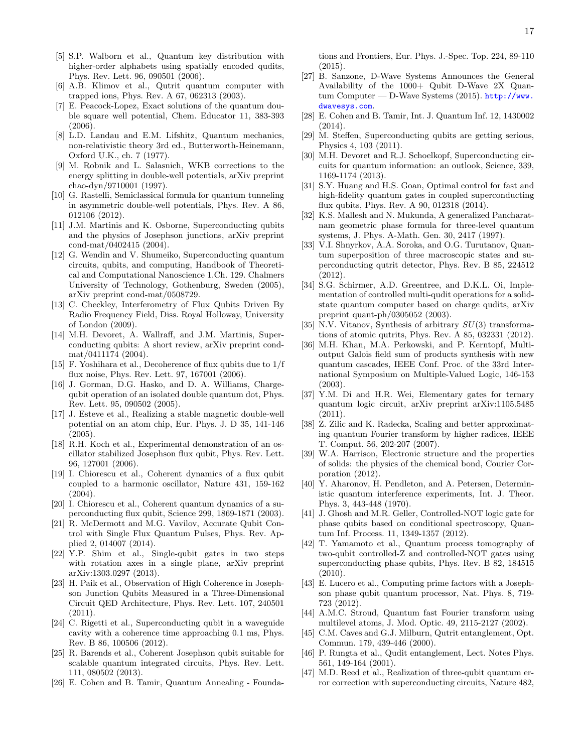[5] S.P. Walborn et al., Quantum key distribution with higher-order alphabets using spatially encoded qudits, Phys. Rev. Lett. 96, 090501 (2006).

[6] A.B. Klimov et al., Qutrit quantum computer with trapped ions, Phys. Rev. A 67, 062313 (2003).

[7] E. Peacock-Lopez, Exact solutions of the quantum double square well potential, Chem. Educator 11, 383-393 (2006).

[8] L.D. Landau and E.M. Lifshitz, Quantum mechanics, non-relativistic theory 3rd ed., Butterworth-Heinemann, Oxford U.K., ch. 7 (1977).

[9] M. Robnik and L. Salasnich, WKB corrections to the energy splitting in double-well potentials, arXiv preprint chao-dyn/9710001 (1997).

[10] G. Rastelli, Semiclassical formula for quantum tunneling in asymmetric double-well potentials, Phys. Rev. A 86, 012106 (2012).

[11] J.M. Martinis and K. Osborne, Superconducting qubits and the physics of Josephson junctions, arXiv preprint cond-mat/0402415 (2004).

[12] G. Wendin and V. Shumeiko, Superconducting quantum circuits, qubits, and computing, Handbook of Theoretical and Computational Nanoscience 1.Ch. 129. Chalmers University of Technology, Gothenburg, Sweden (2005), arXiv preprint cond-mat/0508729.

[13] C. Checkley, Interferometry of Flux Qubits Driven By Radio Frequency Field, Diss. Royal Holloway, University of London (2009).

[14] M.H. Devoret, A. Wallraff, and J.M. Martinis, Superconducting qubits: A short review, arXiv preprint cond-mat/0411174 (2004).

[15] F. Yoshihara et al., Decoherence of flux qubits due to 1/f flux noise, Phys. Rev. Lett. 97, 167001 (2006).

[16] J. Gorman, D.G. Hasko, and D. A. Williams, Charge-qubit operation of an isolated double quantum dot, Phys. Rev. Lett. 95, 090502 (2005).

[17] J. Esteve et al., Realizing a stable magnetic double-well potential on an atom chip, Eur. Phys. J. D 35, 141-146 (2005).

[18] R.H. Koch et al., Experimental demonstration of an oscillator stabilized Josephson flux qubit, Phys. Rev. Lett. 96, 127001 (2006).

[19] I. Chiorescu et al., Coherent dynamics of a flux qubit coupled to a harmonic oscillator, Nature 431, 159-162 (2004).

[20] I. Chiorescu et al., Coherent quantum dynamics of a superconducting flux qubit, Science 299, 1869-1871 (2003).

[21] R. McDermott and M.G. Vavilov, Accurate Qubit Control with Single Flux Quantum Pulses, Phys. Rev. Applied 2, 014007 (2014).

[22] Y.P. Shim et al., Single-qubit gates in two steps with rotation axes in a single plane, arXiv preprint arXiv:1303.0297 (2013).

[23] H. Paik et al., Observation of High Coherence in Josephson Junction Qubits Measured in a Three-Dimensional Circuit QED Architecture, Phys. Rev. Lett. 107, 240501 (2011).

[24] C. Rigetti et al., Superconducting qubit in a waveguide cavity with a coherence time approaching 0.1 ms, Phys. Rev. B 86, 100506 (2012).

[25] R. Barends et al., Coherent Josephson qubit suitable for scalable quantum integrated circuits, Phys. Rev. Lett. 111, 080502 (2013).

[26] E. Cohen and B. Tamir, Quantum Annealing - Foundations and Frontiers, Eur. Phys. J.-Spec. Top. 224, 89-110 (2015).

[27] B. Sanzone, D-Wave Systems Announces the General Availability of the 1000+ Qubit D-Wave 2X Quantum Computer — D-Wave Systems (2015). http://www.dwavesys.com.

[28] E. Cohen and B. Tamir, Int. J. Quantum Inf. 12, 1430002 (2014).

[29] M. Steffen, Superconducting qubits are getting serious, Physics 4, 103 (2011).

[30] M.H. Devoret and R.J. Schoelkopf, Superconducting circuits for quantum information: an outlook, Science, 339, 1169-1174 (2013).

[31] S.Y. Huang and H.S. Goan, Optimal control for fast and high-fidelity quantum gates in coupled superconducting flux qubits, Phys. Rev. A 90, 012318 (2014).

[32] K.S. Mallesh and N. Mukunda, A generalized Pancharatnam geometric phase formula for three-level quantum systems, J. Phys. A-Math. Gen. 30, 2417 (1997).

[33] V.I. Shnyrkov, A.A. Soroka, and O.G. Turutanov, Quantum superposition of three macroscopic states and superconducting qutrit detector, Phys. Rev. B 85, 224512 (2012).

[34] S.G. Schirmer, A.D. Greentree, and D.K.L. Oi, Implementation of controlled multi-qudit operations for a solid-state quantum computer based on charge qudits, arXiv preprint quant-ph/0305052 (2003).

[35] N.V. Vitanov, Synthesis of arbitrary $SU(3)$ transformations of atomic qutrits, Phys. Rev. A 85, 032331 (2012).

[36] M.H. Khan, M.A. Perkowski, and P. Kerntopf, Multi-output Galois field sum of products synthesis with new quantum cascades, IEEE Conf. Proc. of the 33rd International Symposium on Multiple-Valued Logic, 146-153 (2003).

[37] Y.M. Di and H.R. Wei, Elementary gates for ternary quantum logic circuit, arXiv preprint arXiv:1105.5485 (2011).

[38] Z. Zilic and K. Radecka, Scaling and better approximating quantum Fourier transform by higher radices, IEEE T. Comput. 56, 202-207 (2007).

[39] W.A. Harrison, Electronic structure and the properties of solids: the physics of the chemical bond, Courier Corporation (2012).

[40] Y. Aharonov, H. Pendleton, and A. Petersen, Deterministic quantum interference experiments, Int. J. Theor. Phys. 3, 443-448 (1970).

[41] J. Ghosh and M.R. Geller, Controlled-NOT logic gate for phase qubits based on conditional spectroscopy, Quantum Inf. Process. 11, 1349-1357 (2012).

[42] T. Yamamoto et al., Quantum process tomography of two-qubit controlled-Z and controlled-NOT gates using superconducting phase qubits, Phys. Rev. B 82, 184515 (2010).

[43] E. Lucero et al., Computing prime factors with a Josephson phase qubit quantum processor, Nat. Phys. 8, 719-723 (2012).

[44] A.M.C. Stroud, Quantum fast Fourier transform using multilevel atoms, J. Mod. Optic. 49, 2115-2127 (2002).

[45] C.M. Caves and G.J. Milburn, Qutrit entanglement, Opt. Commun. 179, 439-446 (2000).

[46] P. Rungta et al., Qudit entanglement, Lect. Notes Phys. 561, 149-164 (2001).

[47] M.D. Reed et al., Realization of three-qubit quantum error correction with superconducting circuits, Nature 482,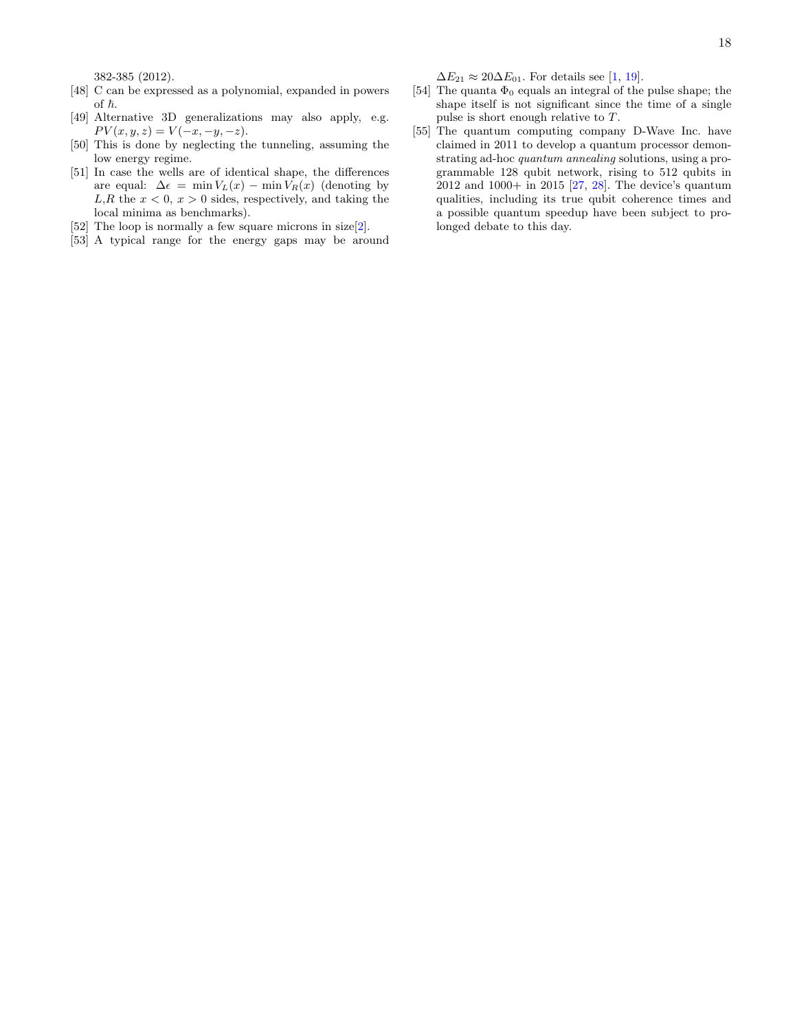382-385 (2012).

[48] C can be expressed as a polynomial, expanded in powers of $\hbar$.

[49] Alternative 3D generalizations may also apply, e.g. $PV(x, y, z) = V(-x, -y, -z)$.

[50] This is done by neglecting the tunneling, assuming the low energy regime.

[51] In case the wells are of identical shape, the differences are equal: $\Delta\epsilon = \min V_L(x) - \min V_R(x)$ (denoting by $L$,$R$ the $x < 0$, $x > 0$ sides, respectively, and taking the local minima as benchmarks).

[52] The loop is normally a few square microns in size[2].

[53] A typical range for the energy gaps may be around $\Delta E_{21} \approx 20\Delta E_{01}$. For details see [1, 19].

[54] The quanta $\Phi_0$ equals an integral of the pulse shape; the shape itself is not significant since the time of a single pulse is short enough relative to $T$.

[55] The quantum computing company D-Wave Inc. have claimed in 2011 to develop a quantum processor demonstrating ad-hoc *quantum annealing* solutions, using a programmable 128 qubit network, rising to 512 qubits in 2012 and 1000+ in 2015 [27, 28]. The device's quantum qualities, including its true qubit coherence times and a possible quantum speedup have been subject to prolonged debate to this day.